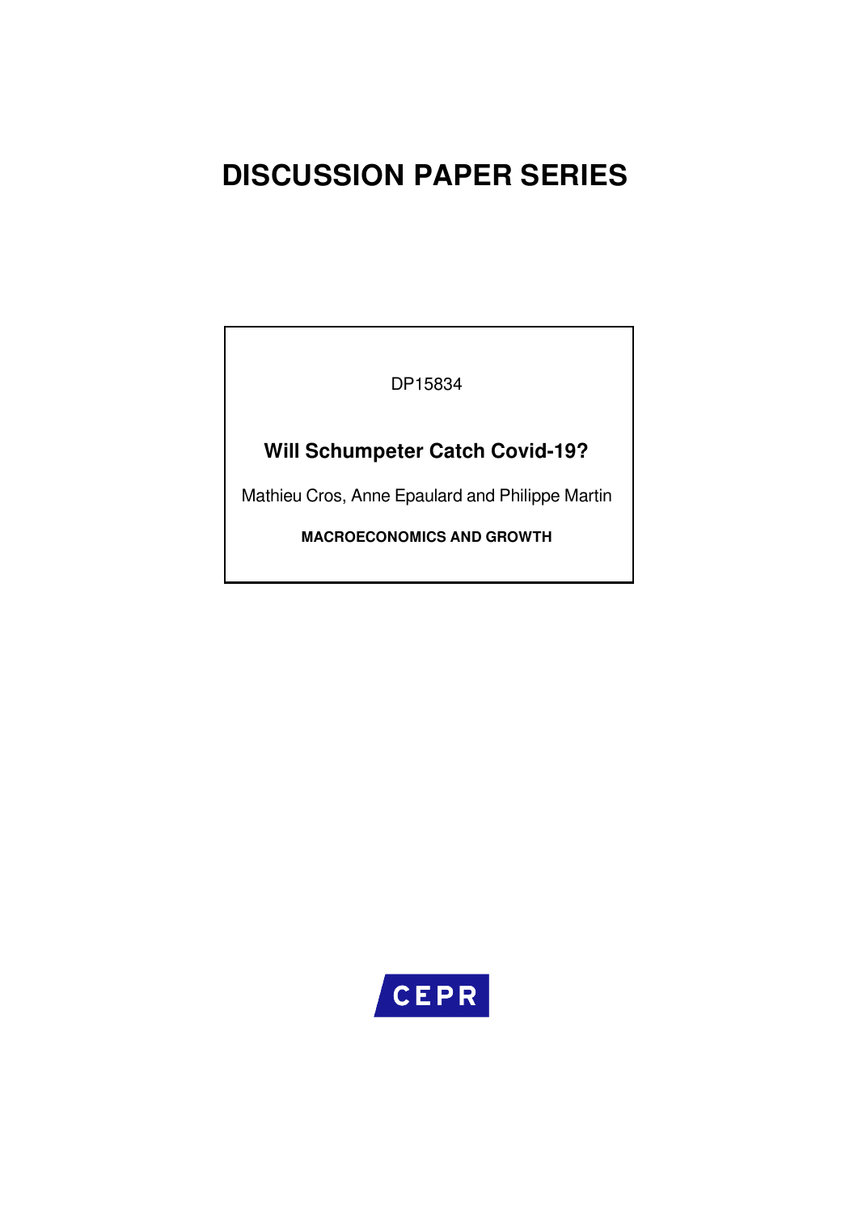# DISCUSSION PAPER SERIES

DP15834

## Will Schumpeter Catch Covid-19?

Mathieu Cros, Anne Epaulard and Philippe Martin

**MACROECONOMICS AND GROWTH**

CEPR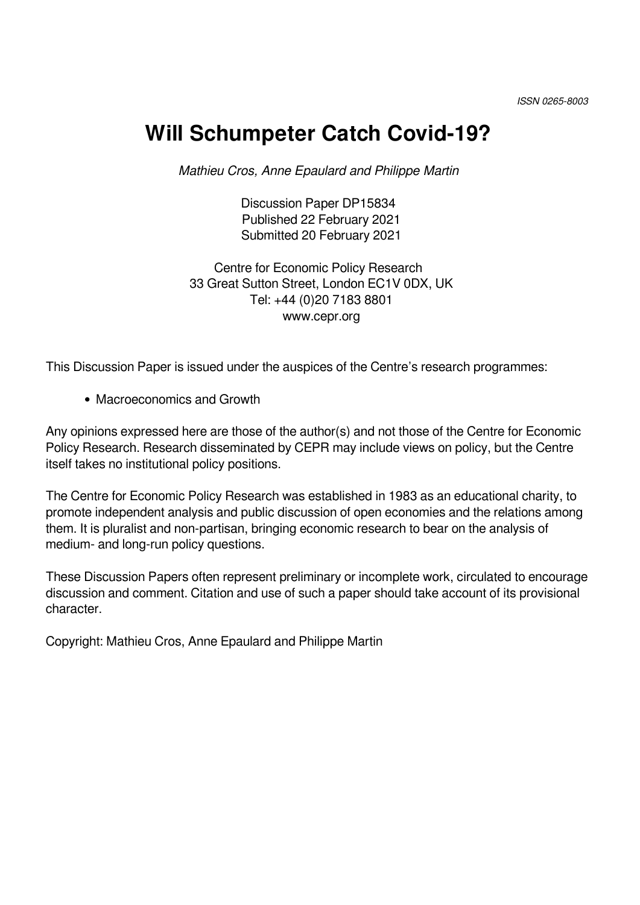ISSN 0265-8003

# Will Schumpeter Catch Covid-19?

*Mathieu Cros, Anne Epaulard and Philippe Martin*

Discussion Paper DP15834
Published 22 February 2021
Submitted 20 February 2021

Centre for Economic Policy Research
33 Great Sutton Street, London EC1V 0DX, UK
Tel: +44 (0)20 7183 8801
www.cepr.org

This Discussion Paper is issued under the auspices of the Centre's research programmes:

- Macroeconomics and Growth

Any opinions expressed here are those of the author(s) and not those of the Centre for Economic Policy Research. Research disseminated by CEPR may include views on policy, but the Centre itself takes no institutional policy positions.

The Centre for Economic Policy Research was established in 1983 as an educational charity, to promote independent analysis and public discussion of open economies and the relations among them. It is pluralist and non-partisan, bringing economic research to bear on the analysis of medium- and long-run policy questions.

These Discussion Papers often represent preliminary or incomplete work, circulated to encourage discussion and comment. Citation and use of such a paper should take account of its provisional character.

Copyright: Mathieu Cros, Anne Epaulard and Philippe Martin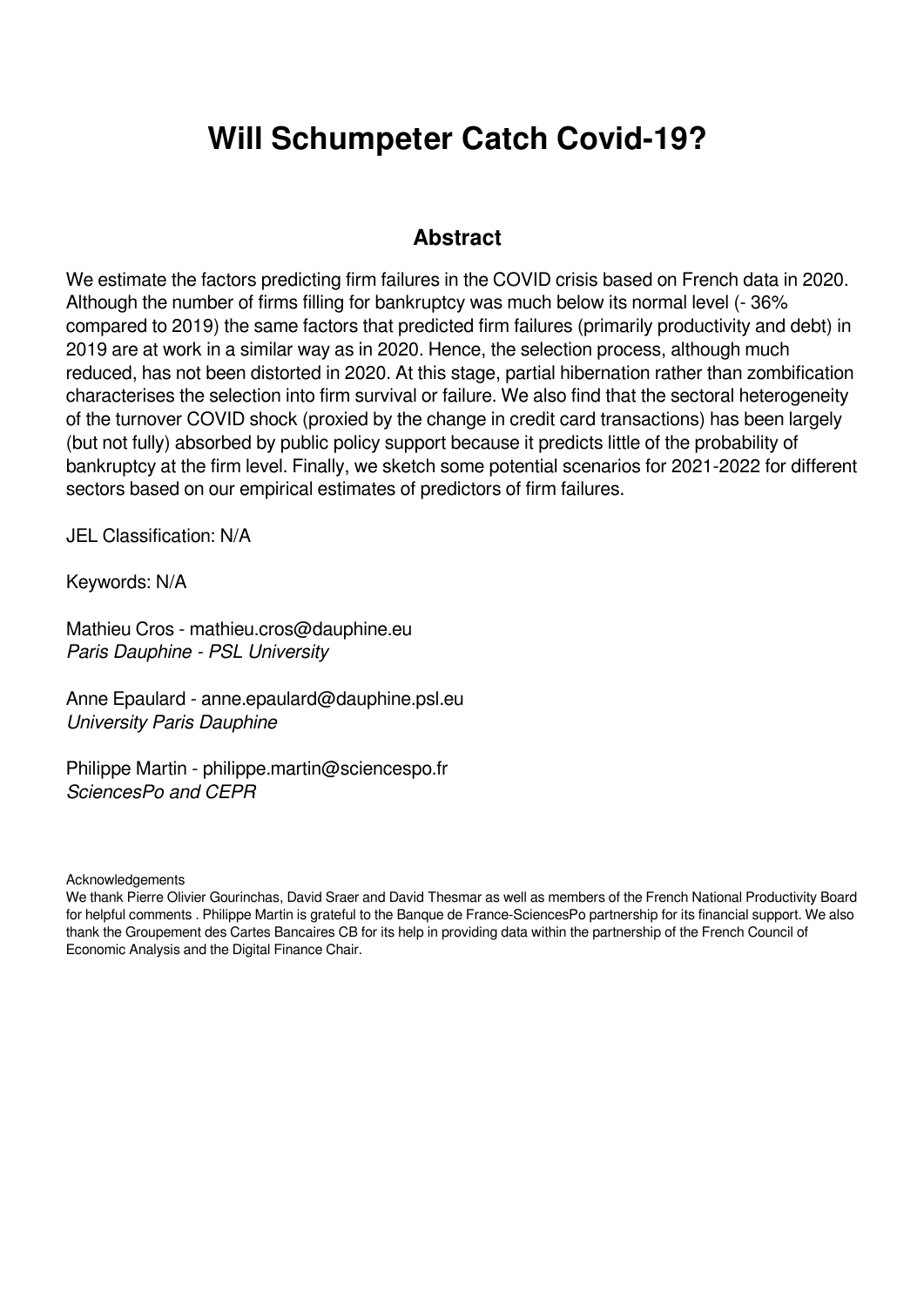# Will Schumpeter Catch Covid-19?

## Abstract

We estimate the factors predicting firm failures in the COVID crisis based on French data in 2020. Although the number of firms filling for bankruptcy was much below its normal level (- 36% compared to 2019) the same factors that predicted firm failures (primarily productivity and debt) in 2019 are at work in a similar way as in 2020. Hence, the selection process, although much reduced, has not been distorted in 2020. At this stage, partial hibernation rather than zombification characterises the selection into firm survival or failure. We also find that the sectoral heterogeneity of the turnover COVID shock (proxied by the change in credit card transactions) has been largely (but not fully) absorbed by public policy support because it predicts little of the probability of bankruptcy at the firm level. Finally, we sketch some potential scenarios for 2021-2022 for different sectors based on our empirical estimates of predictors of firm failures.

JEL Classification: N/A

Keywords: N/A

Mathieu Cros - mathieu.cros@dauphine.eu
*Paris Dauphine - PSL University*

Anne Epaulard - anne.epaulard@dauphine.psl.eu
*University Paris Dauphine*

Philippe Martin - philippe.martin@sciencespo.fr
*SciencesPo and CEPR*

Acknowledgements
We thank Pierre Olivier Gourinchas, David Sraer and David Thesmar as well as members of the French National Productivity Board for helpful comments . Philippe Martin is grateful to the Banque de France-SciencesPo partnership for its financial support. We also thank the Groupement des Cartes Bancaires CB for its help in providing data within the partnership of the French Council of Economic Analysis and the Digital Finance Chair.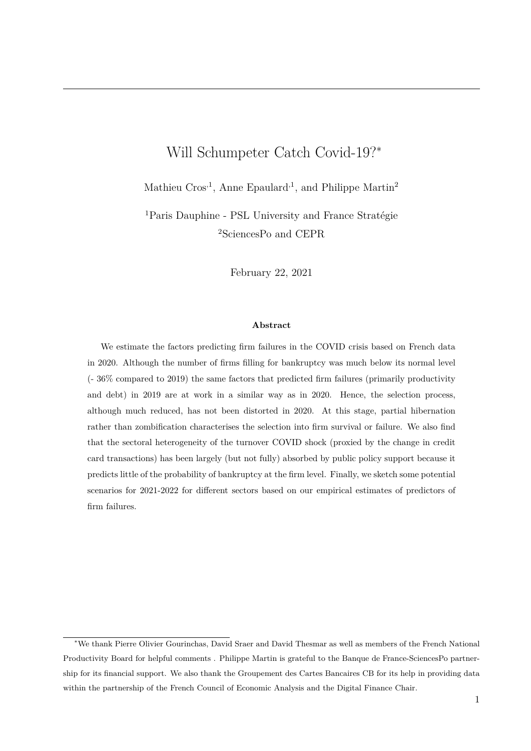# Will Schumpeter Catch Covid-19?*

Mathieu Cros[1], Anne Epaulard[1], and Philippe Martin[2]

[1]Paris Dauphine - PSL University and France Stratégie

[2]SciencesPo and CEPR

February 22, 2021

### Abstract

We estimate the factors predicting firm failures in the COVID crisis based on French data in 2020. Although the number of firms filling for bankruptcy was much below its normal level (- 36% compared to 2019) the same factors that predicted firm failures (primarily productivity and debt) in 2019 are at work in a similar way as in 2020. Hence, the selection process, although much reduced, has not been distorted in 2020. At this stage, partial hibernation rather than zombification characterises the selection into firm survival or failure. We also find that the sectoral heterogeneity of the turnover COVID shock (proxied by the change in credit card transactions) has been largely (but not fully) absorbed by public policy support because it predicts little of the probability of bankruptcy at the firm level. Finally, we sketch some potential scenarios for 2021-2022 for different sectors based on our empirical estimates of predictors of firm failures.

---

*We thank Pierre Olivier Gourinchas, David Sraer and David Thesmar as well as members of the French National Productivity Board for helpful comments . Philippe Martin is grateful to the Banque de France-SciencesPo partnership for its financial support. We also thank the Groupement des Cartes Bancaires CB for its help in providing data within the partnership of the French Council of Economic Analysis and the Digital Finance Chair.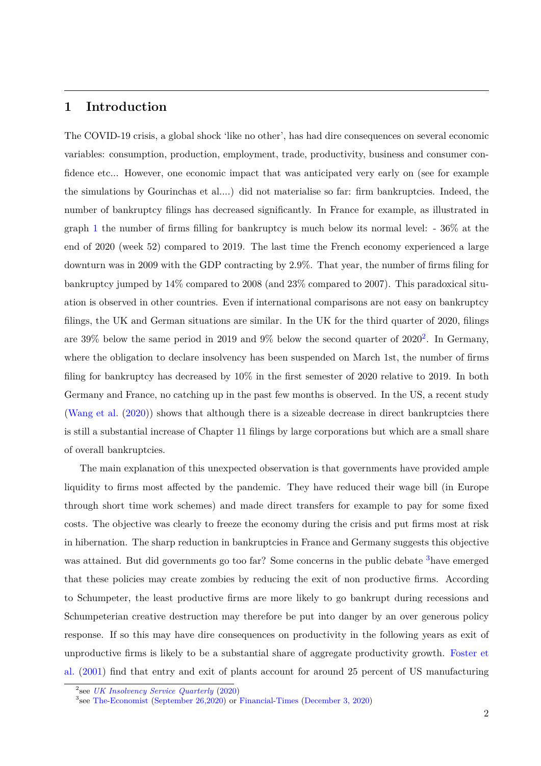## 1 Introduction

The COVID-19 crisis, a global shock 'like no other', has had dire consequences on several economic variables: consumption, production, employment, trade, productivity, business and consumer confidence etc... However, one economic impact that was anticipated very early on (see for example the simulations by Gourinchas et al....) did not materialise so far: firm bankruptcies. Indeed, the number of bankruptcy filings has decreased significantly. In France for example, as illustrated in graph 1 the number of firms filling for bankruptcy is much below its normal level: - 36% at the end of 2020 (week 52) compared to 2019. The last time the French economy experienced a large downturn was in 2009 with the GDP contracting by 2.9%. That year, the number of firms filing for bankruptcy jumped by 14% compared to 2008 (and 23% compared to 2007). This paradoxical situation is observed in other countries. Even if international comparisons are not easy on bankruptcy filings, the UK and German situations are similar. In the UK for the third quarter of 2020, filings are 39% below the same period in 2019 and 9% below the second quarter of 2020[2]. In Germany, where the obligation to declare insolvency has been suspended on March 1st, the number of firms filing for bankruptcy has decreased by 10% in the first semester of 2020 relative to 2019. In both Germany and France, no catching up in the past few months is observed. In the US, a recent study (Wang et al. (2020)) shows that although there is a sizeable decrease in direct bankruptcies there is still a substantial increase of Chapter 11 filings by large corporations but which are a small share of overall bankruptcies.

The main explanation of this unexpected observation is that governments have provided ample liquidity to firms most affected by the pandemic. They have reduced their wage bill (in Europe through short time work schemes) and made direct transfers for example to pay for some fixed costs. The objective was clearly to freeze the economy during the crisis and put firms most at risk in hibernation. The sharp reduction in bankruptcies in France and Germany suggests this objective was attained. But did governments go too far? Some concerns in the public debate [3]have emerged that these policies may create zombies by reducing the exit of non productive firms. According to Schumpeter, the least productive firms are more likely to go bankrupt during recessions and Schumpeterian creative destruction may therefore be put into danger by an over generous policy response. If so this may have dire consequences on productivity in the following years as exit of unproductive firms is likely to be a substantial share of aggregate productivity growth. Foster et al. (2001) find that entry and exit of plants account for around 25 percent of US manufacturing

[2] see *UK Insolvency Service Quarterly* (2020)

[3] see The-Economist (September 26,2020) or Financial-Times (December 3, 2020)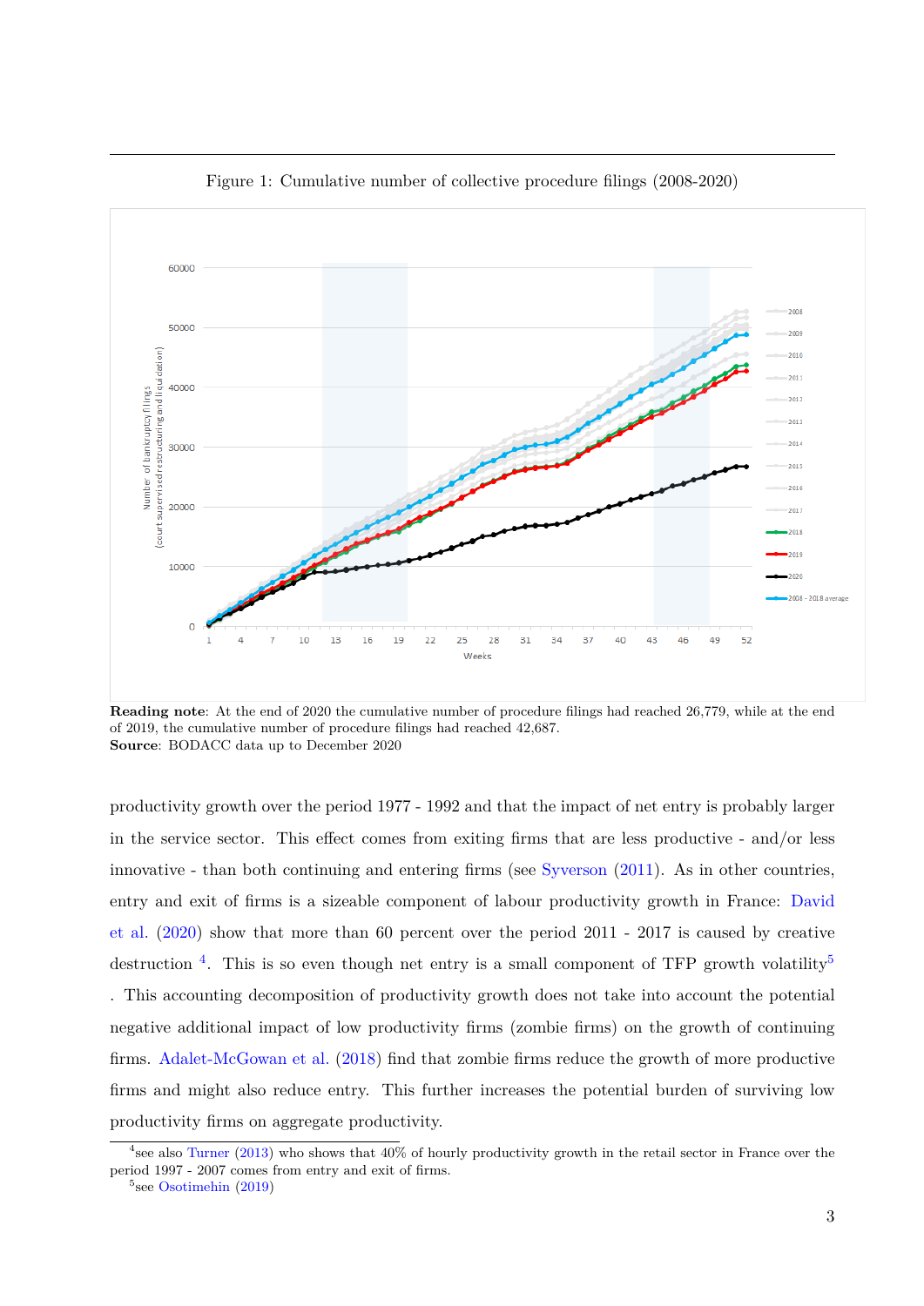Figure 1: Cumulative number of collective procedure filings (2008-2020)

**Reading note**: At the end of 2020 the cumulative number of procedure filings had reached 26,779, while at the end of 2019, the cumulative number of procedure filings had reached 42,687.
**Source**: BODACC data up to December 2020

productivity growth over the period 1977 - 1992 and that the impact of net entry is probably larger in the service sector. This effect comes from exiting firms that are less productive - and/or less innovative - than both continuing and entering firms (see Syverson (2011). As in other countries, entry and exit of firms is a sizeable component of labour productivity growth in France: David et al. (2020) show that more than 60 percent over the period 2011 - 2017 is caused by creative destruction [4]. This is so even though net entry is a small component of TFP growth volatility[5] . This accounting decomposition of productivity growth does not take into account the potential negative additional impact of low productivity firms (zombie firms) on the growth of continuing firms. Adalet-McGowan et al. (2018) find that zombie firms reduce the growth of more productive firms and might also reduce entry. This further increases the potential burden of surviving low productivity firms on aggregate productivity.

[4] see also Turner (2013) who shows that 40% of hourly productivity growth in the retail sector in France over the period 1997 - 2007 comes from entry and exit of firms.

[5] see Osotimehin (2019)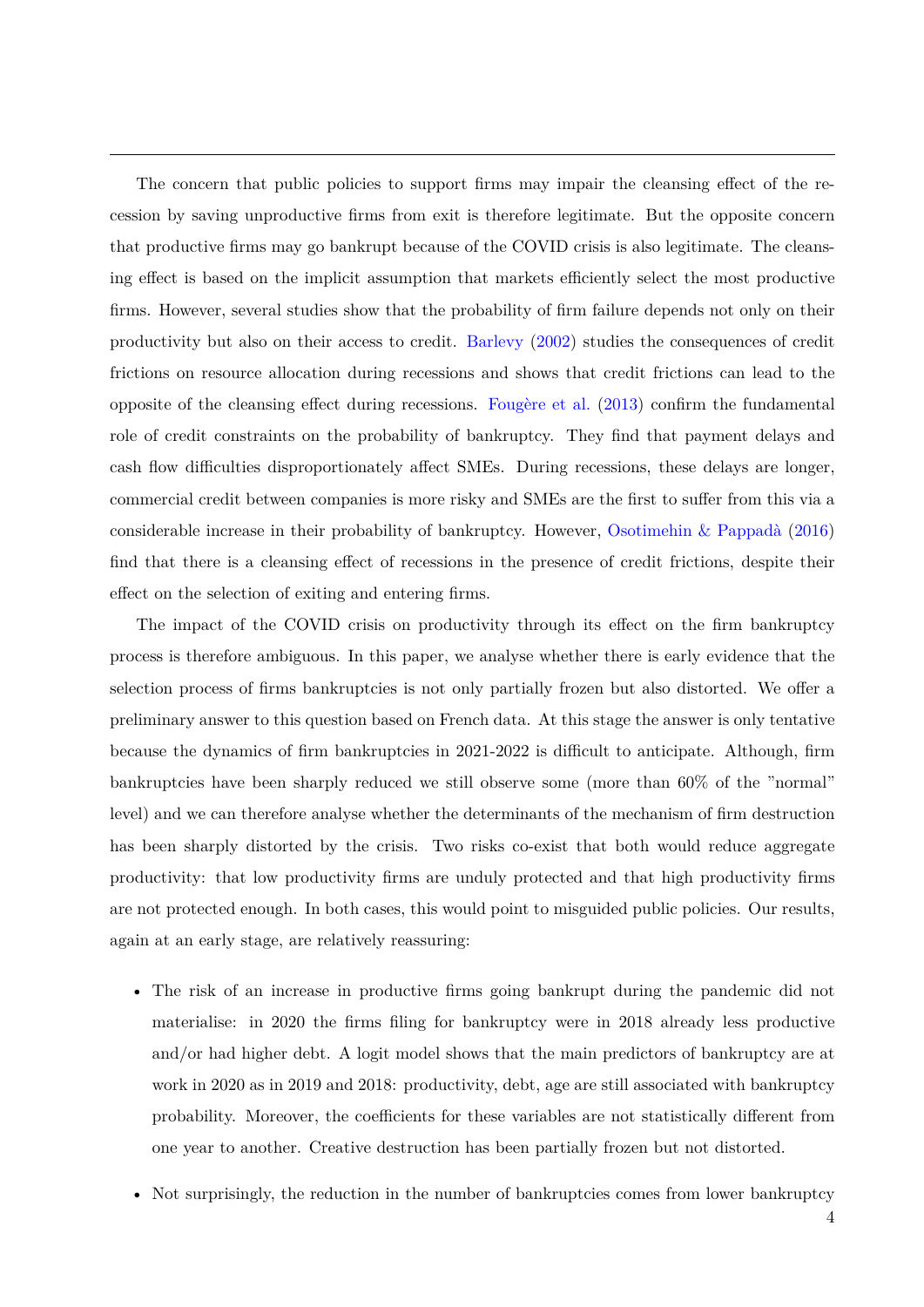The concern that public policies to support firms may impair the cleansing effect of the recession by saving unproductive firms from exit is therefore legitimate. But the opposite concern that productive firms may go bankrupt because of the COVID crisis is also legitimate. The cleansing effect is based on the implicit assumption that markets efficiently select the most productive firms. However, several studies show that the probability of firm failure depends not only on their productivity but also on their access to credit. Barlevy (2002) studies the consequences of credit frictions on resource allocation during recessions and shows that credit frictions can lead to the opposite of the cleansing effect during recessions. Fougère et al. (2013) confirm the fundamental role of credit constraints on the probability of bankruptcy. They find that payment delays and cash flow difficulties disproportionately affect SMEs. During recessions, these delays are longer, commercial credit between companies is more risky and SMEs are the first to suffer from this via a considerable increase in their probability of bankruptcy. However, Osotimehin & Pappadà (2016) find that there is a cleansing effect of recessions in the presence of credit frictions, despite their effect on the selection of exiting and entering firms.

The impact of the COVID crisis on productivity through its effect on the firm bankruptcy process is therefore ambiguous. In this paper, we analyse whether there is early evidence that the selection process of firms bankruptcies is not only partially frozen but also distorted. We offer a preliminary answer to this question based on French data. At this stage the answer is only tentative because the dynamics of firm bankruptcies in 2021-2022 is difficult to anticipate. Although, firm bankruptcies have been sharply reduced we still observe some (more than 60% of the "normal" level) and we can therefore analyse whether the determinants of the mechanism of firm destruction has been sharply distorted by the crisis. Two risks co-exist that both would reduce aggregate productivity: that low productivity firms are unduly protected and that high productivity firms are not protected enough. In both cases, this would point to misguided public policies. Our results, again at an early stage, are relatively reassuring:

- The risk of an increase in productive firms going bankrupt during the pandemic did not materialise: in 2020 the firms filing for bankruptcy were in 2018 already less productive and/or had higher debt. A logit model shows that the main predictors of bankruptcy are at work in 2020 as in 2019 and 2018: productivity, debt, age are still associated with bankruptcy probability. Moreover, the coefficients for these variables are not statistically different from one year to another. Creative destruction has been partially frozen but not distorted.
- Not surprisingly, the reduction in the number of bankruptcies comes from lower bankruptcy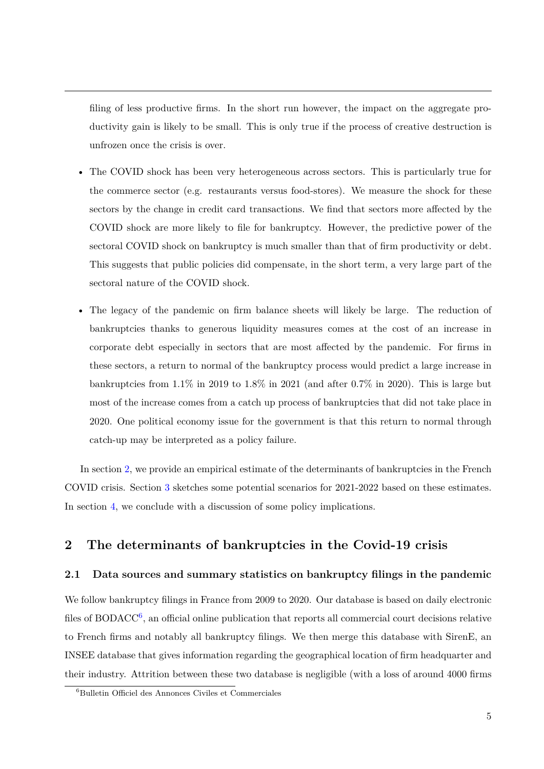filing of less productive firms. In the short run however, the impact on the aggregate productivity gain is likely to be small. This is only true if the process of creative destruction is unfrozen once the crisis is over.

- The COVID shock has been very heterogeneous across sectors. This is particularly true for the commerce sector (e.g. restaurants versus food-stores). We measure the shock for these sectors by the change in credit card transactions. We find that sectors more affected by the COVID shock are more likely to file for bankruptcy. However, the predictive power of the sectoral COVID shock on bankruptcy is much smaller than that of firm productivity or debt. This suggests that public policies did compensate, in the short term, a very large part of the sectoral nature of the COVID shock.

- The legacy of the pandemic on firm balance sheets will likely be large. The reduction of bankruptcies thanks to generous liquidity measures comes at the cost of an increase in corporate debt especially in sectors that are most affected by the pandemic. For firms in these sectors, a return to normal of the bankruptcy process would predict a large increase in bankruptcies from 1.1% in 2019 to 1.8% in 2021 (and after 0.7% in 2020). This is large but most of the increase comes from a catch up process of bankruptcies that did not take place in 2020. One political economy issue for the government is that this return to normal through catch-up may be interpreted as a policy failure.

In section 2, we provide an empirical estimate of the determinants of bankruptcies in the French COVID crisis. Section 3 sketches some potential scenarios for 2021-2022 based on these estimates. In section 4, we conclude with a discussion of some policy implications.

## 2 The determinants of bankruptcies in the Covid-19 crisis

### 2.1 Data sources and summary statistics on bankruptcy filings in the pandemic

We follow bankruptcy filings in France from 2009 to 2020. Our database is based on daily electronic files of BODACC[6], an official online publication that reports all commercial court decisions relative to French firms and notably all bankruptcy filings. We then merge this database with SirenE, an INSEE database that gives information regarding the geographical location of firm headquarter and their industry. Attrition between these two database is negligible (with a loss of around 4000 firms

[6] Bulletin Officiel des Annonces Civiles et Commerciales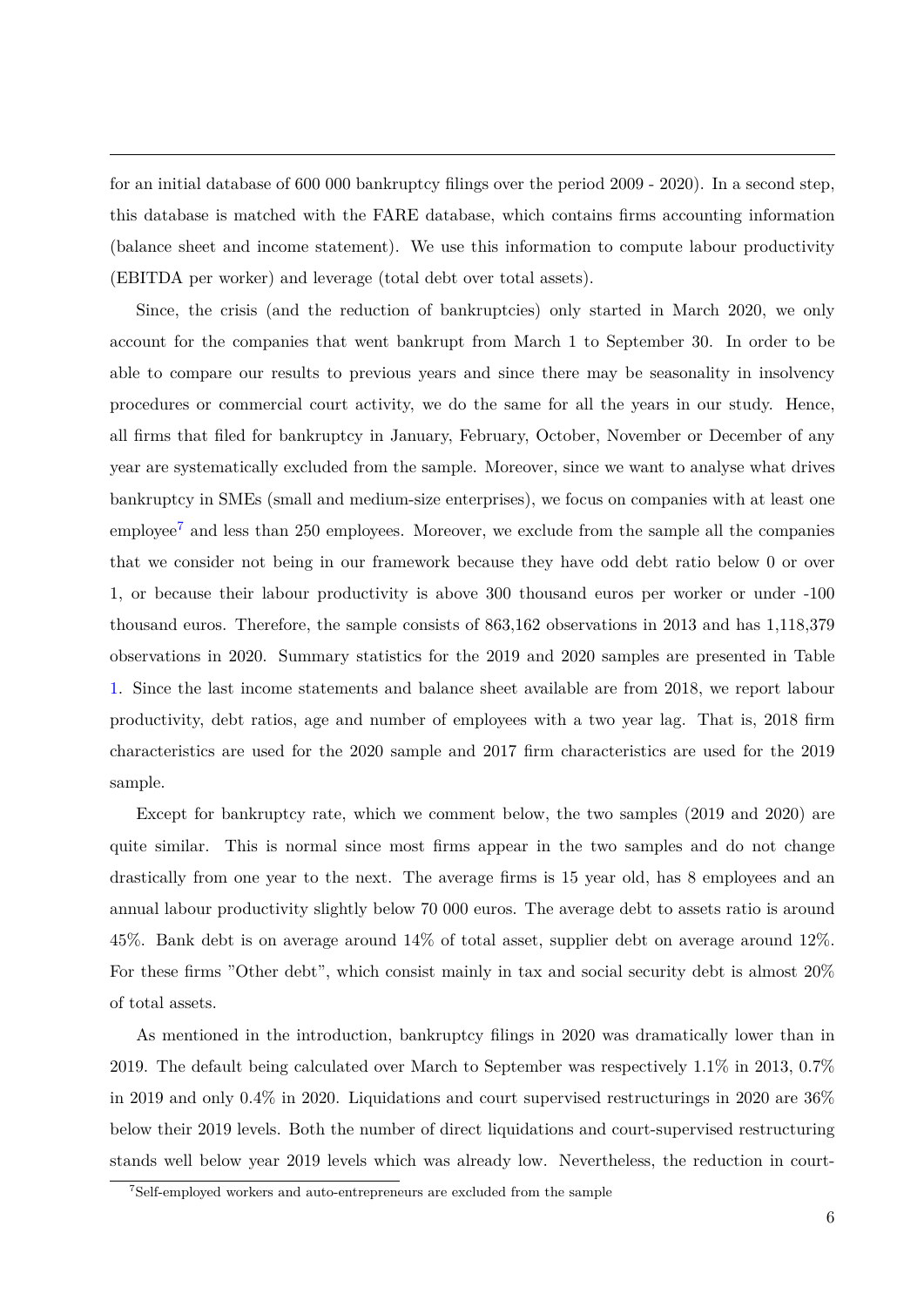for an initial database of 600 000 bankruptcy filings over the period 2009 - 2020). In a second step, this database is matched with the FARE database, which contains firms accounting information (balance sheet and income statement). We use this information to compute labour productivity (EBITDA per worker) and leverage (total debt over total assets).

Since, the crisis (and the reduction of bankruptcies) only started in March 2020, we only account for the companies that went bankrupt from March 1 to September 30. In order to be able to compare our results to previous years and since there may be seasonality in insolvency procedures or commercial court activity, we do the same for all the years in our study. Hence, all firms that filed for bankruptcy in January, February, October, November or December of any year are systematically excluded from the sample. Moreover, since we want to analyse what drives bankruptcy in SMEs (small and medium-size enterprises), we focus on companies with at least one employee[7] and less than 250 employees. Moreover, we exclude from the sample all the companies that we consider not being in our framework because they have odd debt ratio below 0 or over 1, or because their labour productivity is above 300 thousand euros per worker or under -100 thousand euros. Therefore, the sample consists of 863,162 observations in 2013 and has 1,118,379 observations in 2020. Summary statistics for the 2019 and 2020 samples are presented in Table 1. Since the last income statements and balance sheet available are from 2018, we report labour productivity, debt ratios, age and number of employees with a two year lag. That is, 2018 firm characteristics are used for the 2020 sample and 2017 firm characteristics are used for the 2019 sample.

Except for bankruptcy rate, which we comment below, the two samples (2019 and 2020) are quite similar. This is normal since most firms appear in the two samples and do not change drastically from one year to the next. The average firms is 15 year old, has 8 employees and an annual labour productivity slightly below 70 000 euros. The average debt to assets ratio is around 45%. Bank debt is on average around 14% of total asset, supplier debt on average around 12%. For these firms "Other debt", which consist mainly in tax and social security debt is almost 20% of total assets.

As mentioned in the introduction, bankruptcy filings in 2020 was dramatically lower than in 2019. The default being calculated over March to September was respectively 1.1% in 2013, 0.7% in 2019 and only 0.4% in 2020. Liquidations and court supervised restructurings in 2020 are 36% below their 2019 levels. Both the number of direct liquidations and court-supervised restructuring stands well below year 2019 levels which was already low. Nevertheless, the reduction in court-

[7] Self-employed workers and auto-entrepreneurs are excluded from the sample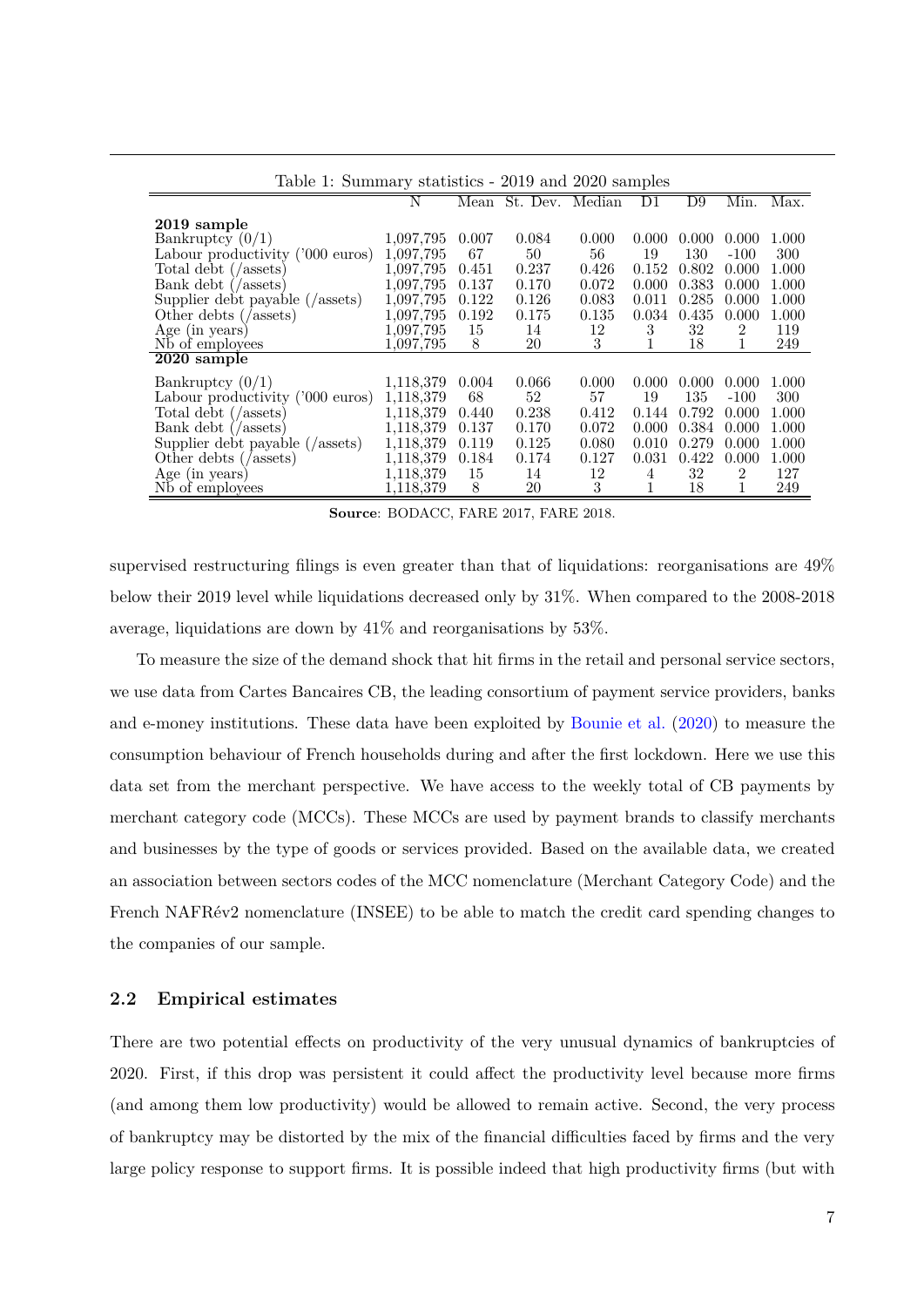Table 1: Summary statistics - 2019 and 2020 samples

| | N | Mean | St. Dev. | Median | D1 | D9 | Min. | Max. |
|---|---|---|---|---|---|---|---|---|
| **2019 sample** | | | | | | | | |
| Bankruptcy (0/1) | 1,097,795 | 0.007 | 0.084 | 0.000 | 0.000 | 0.000 | 0.000 | 1.000 |
| Labour productivity ('000 euros) | 1,097,795 | 67 | 50 | 56 | 19 | 130 | -100 | 300 |
| Total debt (/assets) | 1,097,795 | 0.451 | 0.237 | 0.426 | 0.152 | 0.802 | 0.000 | 1.000 |
| Bank debt (/assets) | 1,097,795 | 0.137 | 0.170 | 0.072 | 0.000 | 0.383 | 0.000 | 1.000 |
| Supplier debt payable (/assets) | 1,097,795 | 0.122 | 0.126 | 0.083 | 0.011 | 0.285 | 0.000 | 1.000 |
| Other debts (/assets) | 1,097,795 | 0.192 | 0.175 | 0.135 | 0.034 | 0.435 | 0.000 | 1.000 |
| Age (in years) | 1,097,795 | 15 | 14 | 12 | 3 | 32 | 2 | 119 |
| Nb of employees | 1,097,795 | 8 | 20 | 3 | 1 | 18 | 1 | 249 |
| **2020 sample** | | | | | | | | |
| Bankruptcy (0/1) | 1,118,379 | 0.004 | 0.066 | 0.000 | 0.000 | 0.000 | 0.000 | 1.000 |
| Labour productivity ('000 euros) | 1,118,379 | 68 | 52 | 57 | 19 | 135 | -100 | 300 |
| Total debt (/assets) | 1,118,379 | 0.440 | 0.238 | 0.412 | 0.144 | 0.792 | 0.000 | 1.000 |
| Bank debt (/assets) | 1,118,379 | 0.137 | 0.170 | 0.072 | 0.000 | 0.384 | 0.000 | 1.000 |
| Supplier debt payable (/assets) | 1,118,379 | 0.119 | 0.125 | 0.080 | 0.010 | 0.279 | 0.000 | 1.000 |
| Other debts (/assets) | 1,118,379 | 0.184 | 0.174 | 0.127 | 0.031 | 0.422 | 0.000 | 1.000 |
| Age (in years) | 1,118,379 | 15 | 14 | 12 | 4 | 32 | 2 | 127 |
| Nb of employees | 1,118,379 | 8 | 20 | 3 | 1 | 18 | 1 | 249 |

**Source**: BODACC, FARE 2017, FARE 2018.

supervised restructuring filings is even greater than that of liquidations: reorganisations are 49% below their 2019 level while liquidations decreased only by 31%. When compared to the 2008-2018 average, liquidations are down by 41% and reorganisations by 53%.

To measure the size of the demand shock that hit firms in the retail and personal service sectors, we use data from Cartes Bancaires CB, the leading consortium of payment service providers, banks and e-money institutions. These data have been exploited by Bounie et al. (2020) to measure the consumption behaviour of French households during and after the first lockdown. Here we use this data set from the merchant perspective. We have access to the weekly total of CB payments by merchant category code (MCCs). These MCCs are used by payment brands to classify merchants and businesses by the type of goods or services provided. Based on the available data, we created an association between sectors codes of the MCC nomenclature (Merchant Category Code) and the French NAFRév2 nomenclature (INSEE) to be able to match the credit card spending changes to the companies of our sample.

### 2.2 Empirical estimates

There are two potential effects on productivity of the very unusual dynamics of bankruptcies of 2020. First, if this drop was persistent it could affect the productivity level because more firms (and among them low productivity) would be allowed to remain active. Second, the very process of bankruptcy may be distorted by the mix of the financial difficulties faced by firms and the very large policy response to support firms. It is possible indeed that high productivity firms (but with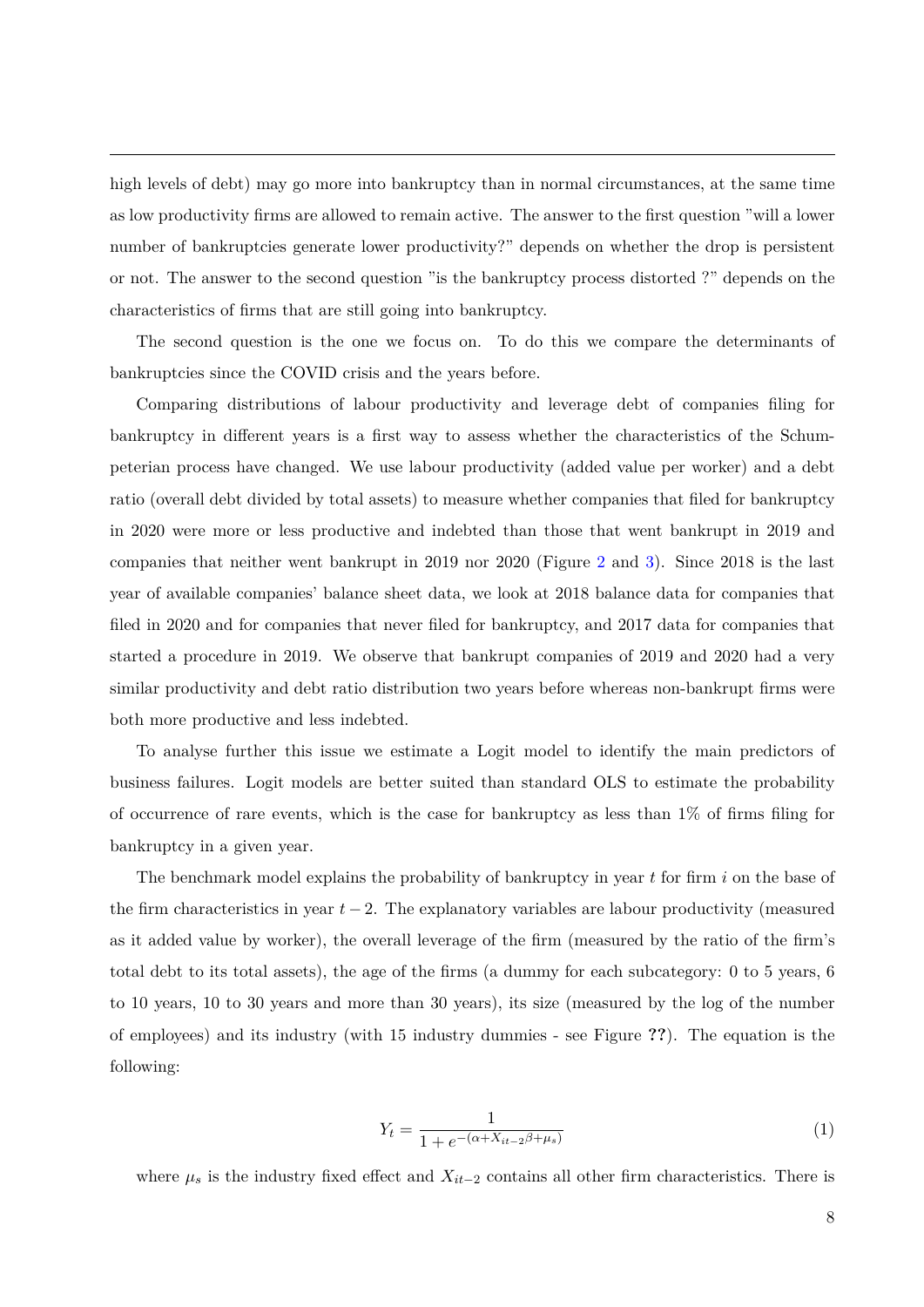high levels of debt) may go more into bankruptcy than in normal circumstances, at the same time as low productivity firms are allowed to remain active. The answer to the first question "will a lower number of bankruptcies generate lower productivity?" depends on whether the drop is persistent or not. The answer to the second question "is the bankruptcy process distorted ?" depends on the characteristics of firms that are still going into bankruptcy.

The second question is the one we focus on. To do this we compare the determinants of bankruptcies since the COVID crisis and the years before.

Comparing distributions of labour productivity and leverage debt of companies filing for bankruptcy in different years is a first way to assess whether the characteristics of the Schumpeterian process have changed. We use labour productivity (added value per worker) and a debt ratio (overall debt divided by total assets) to measure whether companies that filed for bankruptcy in 2020 were more or less productive and indebted than those that went bankrupt in 2019 and companies that neither went bankrupt in 2019 nor 2020 (Figure 2 and 3). Since 2018 is the last year of available companies' balance sheet data, we look at 2018 balance data for companies that filed in 2020 and for companies that never filed for bankruptcy, and 2017 data for companies that started a procedure in 2019. We observe that bankrupt companies of 2019 and 2020 had a very similar productivity and debt ratio distribution two years before whereas non-bankrupt firms were both more productive and less indebted.

To analyse further this issue we estimate a Logit model to identify the main predictors of business failures. Logit models are better suited than standard OLS to estimate the probability of occurrence of rare events, which is the case for bankruptcy as less than 1% of firms filing for bankruptcy in a given year.

The benchmark model explains the probability of bankruptcy in year $t$ for firm $i$ on the base of the firm characteristics in year $t-2$. The explanatory variables are labour productivity (measured as it added value by worker), the overall leverage of the firm (measured by the ratio of the firm's total debt to its total assets), the age of the firms (a dummy for each subcategory: 0 to 5 years, 6 to 10 years, 10 to 30 years and more than 30 years), its size (measured by the log of the number of employees) and its industry (with 15 industry dummies - see Figure **??**). The equation is the following:

$$Y_t = \frac{1}{1 + e^{-(\alpha + X_{it-2}\beta + \mu_s)}} \tag{1}$$

where $\mu_s$ is the industry fixed effect and $X_{it-2}$ contains all other firm characteristics. There is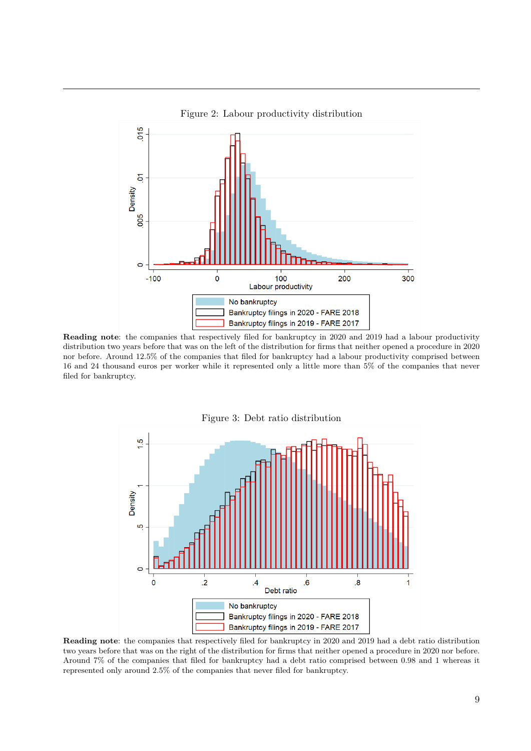Figure 2: Labour productivity distribution

**Reading note**: the companies that respectively filed for bankruptcy in 2020 and 2019 had a labour productivity distribution two years before that was on the left of the distribution for firms that neither opened a procedure in 2020 nor before. Around 12.5% of the companies that filed for bankruptcy had a labour productivity comprised between 16 and 24 thousand euros per worker while it represented only a little more than 5% of the companies that never filed for bankruptcy.

Figure 3: Debt ratio distribution

**Reading note**: the companies that respectively filed for bankruptcy in 2020 and 2019 had a debt ratio distribution two years before that was on the right of the distribution for firms that neither opened a procedure in 2020 nor before. Around 7% of the companies that filed for bankruptcy had a debt ratio comprised between 0.98 and 1 whereas it represented only around 2.5% of the companies that never filed for bankruptcy.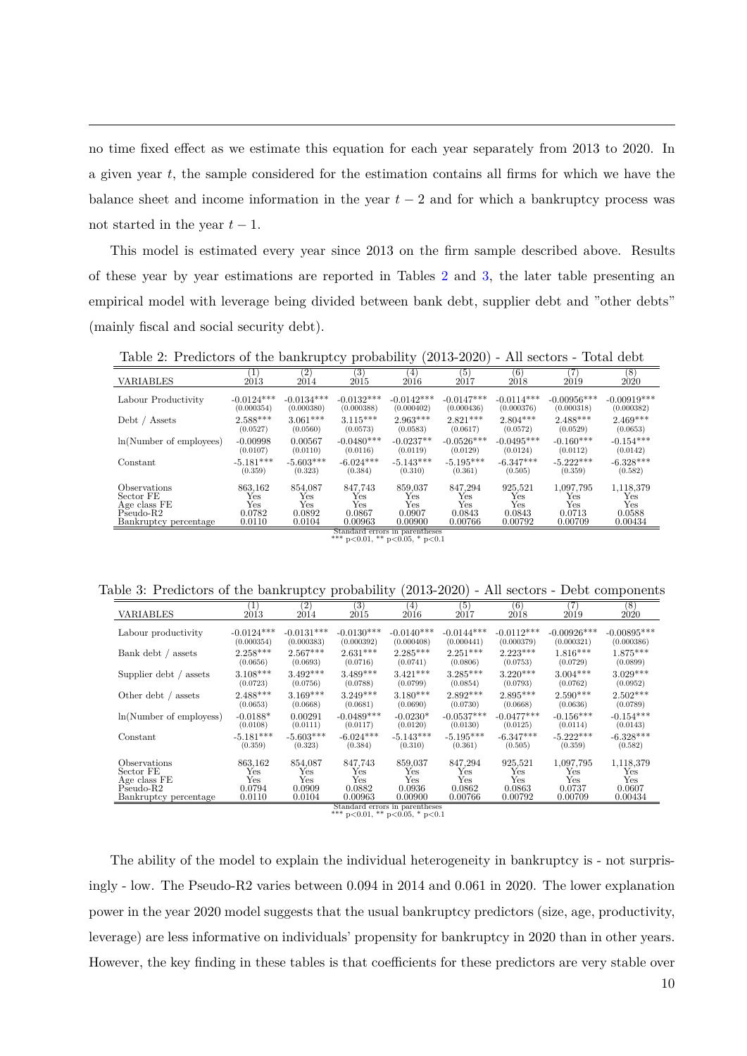no time fixed effect as we estimate this equation for each year separately from 2013 to 2020. In a given year $t$, the sample considered for the estimation contains all firms for which we have the balance sheet and income information in the year $t-2$ and for which a bankruptcy process was not started in the year $t-1$.

This model is estimated every year since 2013 on the firm sample described above. Results of these year by year estimations are reported in Tables 2 and 3, the later table presenting an empirical model with leverage being divided between bank debt, supplier debt and "other debts" (mainly fiscal and social security debt).

Table 2: Predictors of the bankruptcy probability (2013-2020) - All sectors - Total debt

| VARIABLES | (1) 2013 | (2) 2014 | (3) 2015 | (4) 2016 | (5) 2017 | (6) 2018 | (7) 2019 | (8) 2020 |
|---|---|---|---|---|---|---|---|---|
| Labour Productivity | -0.0124*** | -0.0134*** | -0.0132*** | -0.0142*** | -0.0147*** | -0.0114*** | -0.00956*** | -0.00919*** |
| | (0.000354) | (0.000380) | (0.000388) | (0.000402) | (0.000436) | (0.000376) | (0.000318) | (0.000382) |
| Debt / Assets | 2.588*** | 3.061*** | 3.115*** | 2.963*** | 2.821*** | 2.804*** | 2.488*** | 2.469*** |
| | (0.0527) | (0.0560) | (0.0573) | (0.0583) | (0.0617) | (0.0572) | (0.0529) | (0.0653) |
| ln(Number of employees) | -0.00998 | 0.00567 | -0.0480*** | -0.0237** | -0.0526*** | -0.0495*** | -0.160*** | -0.154*** |
| | (0.0107) | (0.0110) | (0.0116) | (0.0119) | (0.0129) | (0.0124) | (0.0112) | (0.0142) |
| Constant | -5.181*** | -5.603*** | -6.024*** | -5.143*** | -5.195*** | -6.347*** | -5.222*** | -6.328*** |
| | (0.359) | (0.323) | (0.384) | (0.310) | (0.361) | (0.505) | (0.359) | (0.582) |
| Observations | 863,162 | 854,087 | 847,743 | 859,037 | 847,294 | 925,521 | 1,097,795 | 1,118,379 |
| Sector FE | Yes | Yes | Yes | Yes | Yes | Yes | Yes | Yes |
| Age class FE | Yes | Yes | Yes | Yes | Yes | Yes | Yes | Yes |
| Pseudo-R2 | 0.0782 | 0.0892 | 0.0867 | 0.0907 | 0.0843 | 0.0843 | 0.0713 | 0.0588 |
| Bankruptcy percentage | 0.0110 | 0.0104 | 0.00963 | 0.00900 | 0.00766 | 0.00792 | 0.00709 | 0.00434 |

Standard errors in parentheses
*** p<0.01, ** p<0.05, * p<0.1

Table 3: Predictors of the bankruptcy probability (2013-2020) - All sectors - Debt components

| VARIABLES | (1) 2013 | (2) 2014 | (3) 2015 | (4) 2016 | (5) 2017 | (6) 2018 | (7) 2019 | (8) 2020 |
|---|---|---|---|---|---|---|---|---|
| Labour productivity | -0.0124*** | -0.0131*** | -0.0130*** | -0.0140*** | -0.0144*** | -0.0112*** | -0.00926*** | -0.00895*** |
| | (0.000354) | (0.000383) | (0.000392) | (0.000408) | (0.000441) | (0.000379) | (0.000321) | (0.000386) |
| Bank debt / assets | 2.258*** | 2.567*** | 2.631*** | 2.285*** | 2.251*** | 2.223*** | 1.816*** | 1.875*** |
| | (0.0656) | (0.0693) | (0.0716) | (0.0741) | (0.0806) | (0.0753) | (0.0729) | (0.0899) |
| Supplier debt / assets | 3.108*** | 3.492*** | 3.489*** | 3.421*** | 3.285*** | 3.220*** | 3.004*** | 3.029*** |
| | (0.0723) | (0.0756) | (0.0788) | (0.0799) | (0.0854) | (0.0793) | (0.0762) | (0.0952) |
| Other debt / assets | 2.488*** | 3.169*** | 3.249*** | 3.180*** | 2.892*** | 2.895*** | 2.590*** | 2.502*** |
| | (0.0653) | (0.0668) | (0.0681) | (0.0690) | (0.0730) | (0.0668) | (0.0636) | (0.0789) |
| ln(Number of employess) | -0.0188* | 0.00291 | -0.0489*** | -0.0230* | -0.0537*** | -0.0477*** | -0.156*** | -0.154*** |
| | (0.0108) | (0.0111) | (0.0117) | (0.0120) | (0.0130) | (0.0125) | (0.0114) | (0.0143) |
| Constant | -5.181*** | -5.603*** | -6.024*** | -5.143*** | -5.195*** | -6.347*** | -5.222*** | -6.328*** |
| | (0.359) | (0.323) | (0.384) | (0.310) | (0.361) | (0.505) | (0.359) | (0.582) |
| Observations | 863,162 | 854,087 | 847,743 | 859,037 | 847,294 | 925,521 | 1,097,795 | 1,118,379 |
| Sector FE | Yes | Yes | Yes | Yes | Yes | Yes | Yes | Yes |
| Age class FE | Yes | Yes | Yes | Yes | Yes | Yes | Yes | Yes |
| Pseudo-R2 | 0.0794 | 0.0909 | 0.0882 | 0.0936 | 0.0862 | 0.0863 | 0.0737 | 0.0607 |
| Bankruptcy percentage | 0.0110 | 0.0104 | 0.00963 | 0.00900 | 0.00766 | 0.00792 | 0.00709 | 0.00434 |

Standard errors in parentheses
*** p<0.01, ** p<0.05, * p<0.1

The ability of the model to explain the individual heterogeneity in bankruptcy is - not surprisingly - low. The Pseudo-R2 varies between 0.094 in 2014 and 0.061 in 2020. The lower explanation power in the year 2020 model suggests that the usual bankruptcy predictors (size, age, productivity, leverage) are less informative on individuals' propensity for bankruptcy in 2020 than in other years. However, the key finding in these tables is that coefficients for these predictors are very stable over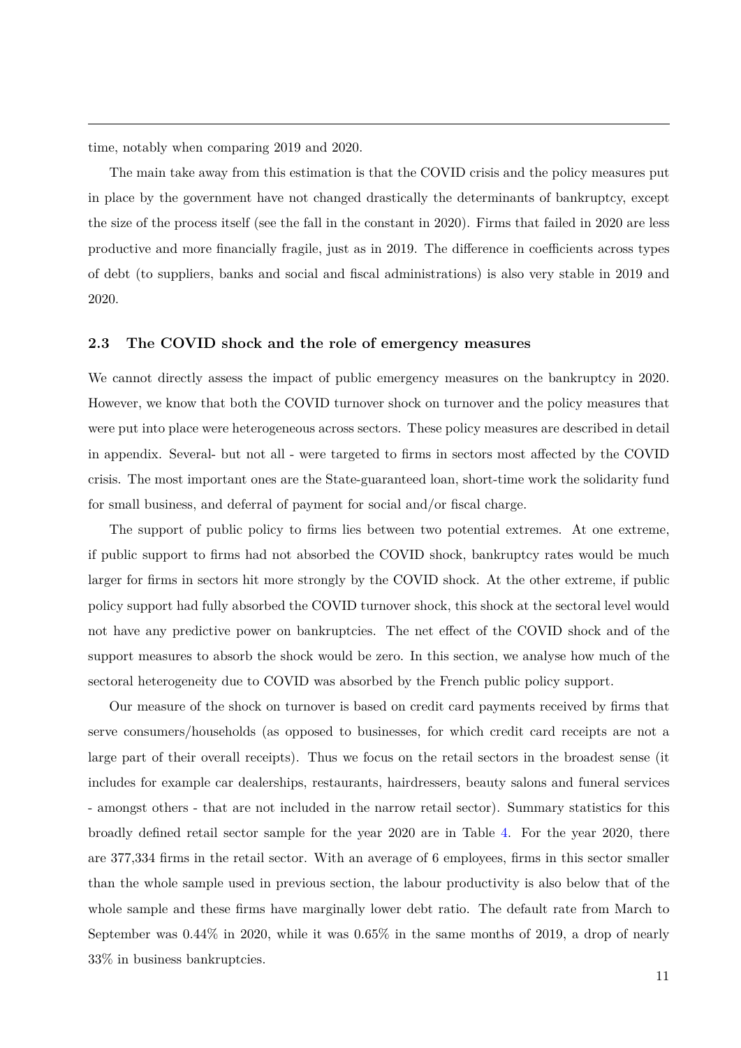time, notably when comparing 2019 and 2020.

The main take away from this estimation is that the COVID crisis and the policy measures put in place by the government have not changed drastically the determinants of bankruptcy, except the size of the process itself (see the fall in the constant in 2020). Firms that failed in 2020 are less productive and more financially fragile, just as in 2019. The difference in coefficients across types of debt (to suppliers, banks and social and fiscal administrations) is also very stable in 2019 and 2020.

### 2.3 The COVID shock and the role of emergency measures

We cannot directly assess the impact of public emergency measures on the bankruptcy in 2020. However, we know that both the COVID turnover shock on turnover and the policy measures that were put into place were heterogeneous across sectors. These policy measures are described in detail in appendix. Several- but not all - were targeted to firms in sectors most affected by the COVID crisis. The most important ones are the State-guaranteed loan, short-time work the solidarity fund for small business, and deferral of payment for social and/or fiscal charge.

The support of public policy to firms lies between two potential extremes. At one extreme, if public support to firms had not absorbed the COVID shock, bankruptcy rates would be much larger for firms in sectors hit more strongly by the COVID shock. At the other extreme, if public policy support had fully absorbed the COVID turnover shock, this shock at the sectoral level would not have any predictive power on bankruptcies. The net effect of the COVID shock and of the support measures to absorb the shock would be zero. In this section, we analyse how much of the sectoral heterogeneity due to COVID was absorbed by the French public policy support.

Our measure of the shock on turnover is based on credit card payments received by firms that serve consumers/households (as opposed to businesses, for which credit card receipts are not a large part of their overall receipts). Thus we focus on the retail sectors in the broadest sense (it includes for example car dealerships, restaurants, hairdressers, beauty salons and funeral services - amongst others - that are not included in the narrow retail sector). Summary statistics for this broadly defined retail sector sample for the year 2020 are in Table 4. For the year 2020, there are 377,334 firms in the retail sector. With an average of 6 employees, firms in this sector smaller than the whole sample used in previous section, the labour productivity is also below that of the whole sample and these firms have marginally lower debt ratio. The default rate from March to September was 0.44% in 2020, while it was 0.65% in the same months of 2019, a drop of nearly 33% in business bankruptcies.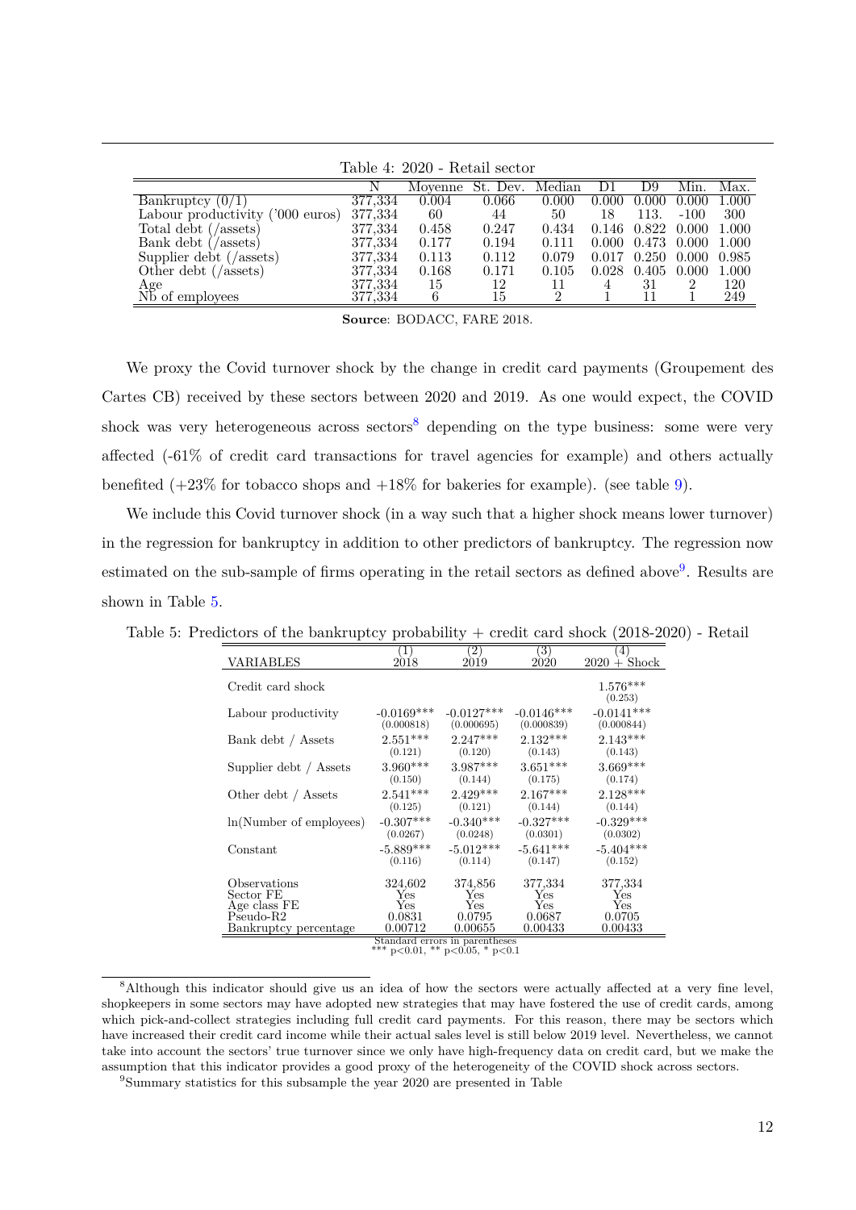Table 4: 2020 - Retail sector

| | N | Moyenne | St. Dev. | Median | D1 | D9 | Min. | Max. |
|---|---|---|---|---|---|---|---|---|
| Bankruptcy (0/1) | 377,334 | 0.004 | 0.066 | 0.000 | 0.000 | 0.000 | 0.000 | 1.000 |
| Labour productivity ('000 euros) | 377,334 | 60 | 44 | 50 | 18 | 113. | -100 | 300 |
| Total debt (/assets) | 377,334 | 0.458 | 0.247 | 0.434 | 0.146 | 0.822 | 0.000 | 1.000 |
| Bank debt (/assets) | 377,334 | 0.177 | 0.194 | 0.111 | 0.000 | 0.473 | 0.000 | 1.000 |
| Supplier debt (/assets) | 377,334 | 0.113 | 0.112 | 0.079 | 0.017 | 0.250 | 0.000 | 0.985 |
| Other debt (/assets) | 377,334 | 0.168 | 0.171 | 0.105 | 0.028 | 0.405 | 0.000 | 1.000 |
| Age | 377,334 | 15 | 12 | 11 | 4 | 31 | 2 | 120 |
| Nb of employees | 377,334 | 6 | 15 | 2 | 1 | 11 | 1 | 249 |

**Source**: BODACC, FARE 2018.

We proxy the Covid turnover shock by the change in credit card payments (Groupement des Cartes CB) received by these sectors between 2020 and 2019. As one would expect, the COVID shock was very heterogeneous across sectors[8] depending on the type business: some were very affected (-61% of credit card transactions for travel agencies for example) and others actually benefited (+23% for tobacco shops and +18% for bakeries for example). (see table 9).

We include this Covid turnover shock (in a way such that a higher shock means lower turnover) in the regression for bankruptcy in addition to other predictors of bankruptcy. The regression now estimated on the sub-sample of firms operating in the retail sectors as defined above[9]. Results are shown in Table 5.

Table 5: Predictors of the bankruptcy probability + credit card shock (2018-2020) - Retail

| VARIABLES | (1) 2018 | (2) 2019 | (3) 2020 | (4) 2020 + Shock |
|---|---|---|---|---|
| Credit card shock | | | | 1.576*** |
| | | | | (0.253) |
| Labour productivity | -0.0169*** | -0.0127*** | -0.0146*** | -0.0141*** |
| | (0.000818) | (0.000695) | (0.000839) | (0.000844) |
| Bank debt / Assets | 2.551*** | 2.247*** | 2.132*** | 2.143*** |
| | (0.121) | (0.120) | (0.143) | (0.143) |
| Supplier debt / Assets | 3.960*** | 3.987*** | 3.651*** | 3.669*** |
| | (0.150) | (0.144) | (0.175) | (0.174) |
| Other debt / Assets | 2.541*** | 2.429*** | 2.167*** | 2.128*** |
| | (0.125) | (0.121) | (0.144) | (0.144) |
| ln(Number of employees) | -0.307*** | -0.340*** | -0.327*** | -0.329*** |
| | (0.0267) | (0.0248) | (0.0301) | (0.0302) |
| Constant | -5.889*** | -5.012*** | -5.641*** | -5.404*** |
| | (0.116) | (0.114) | (0.147) | (0.152) |
| Observations | 324,602 | 374,856 | 377,334 | 377,334 |
| Sector FE | Yes | Yes | Yes | Yes |
| Age class FE | Yes | Yes | Yes | Yes |
| Pseudo-R2 | 0.0831 | 0.0795 | 0.0687 | 0.0705 |
| Bankruptcy percentage | 0.00712 | 0.00655 | 0.00433 | 0.00433 |

Standard errors in parentheses
*** p<0.01, ** p<0.05, * p<0.1

[8] Although this indicator should give us an idea of how the sectors were actually affected at a very fine level, shopkeepers in some sectors may have adopted new strategies that may have fostered the use of credit cards, among which pick-and-collect strategies including full credit card payments. For this reason, there may be sectors which have increased their credit card income while their actual sales level is still below 2019 level. Nevertheless, we cannot take into account the sectors' true turnover since we only have high-frequency data on credit card, but we make the assumption that this indicator provides a good proxy of the heterogeneity of the COVID shock across sectors.

[9] Summary statistics for this subsample the year 2020 are presented in Table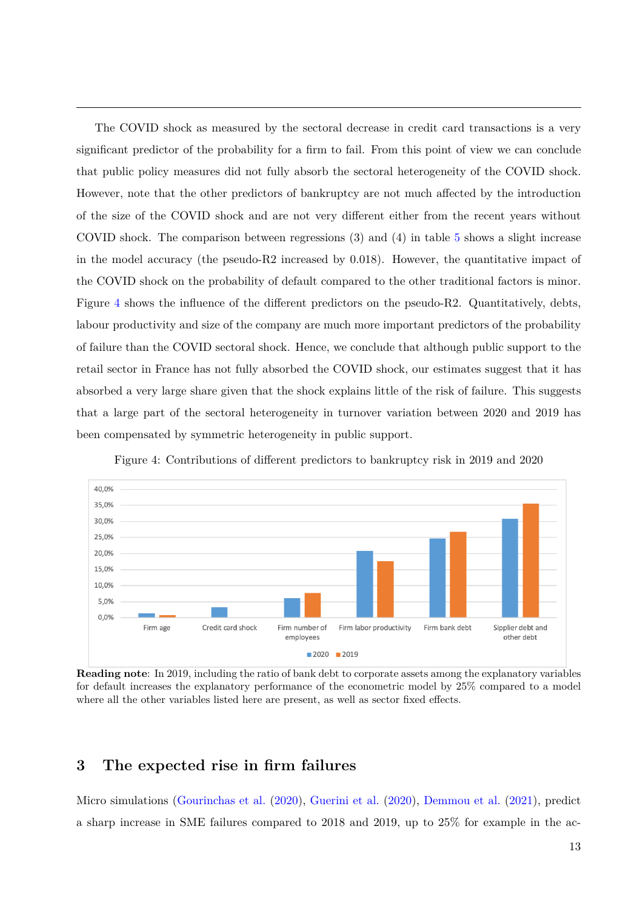The COVID shock as measured by the sectoral decrease in credit card transactions is a very significant predictor of the probability for a firm to fail. From this point of view we can conclude that public policy measures did not fully absorb the sectoral heterogeneity of the COVID shock. However, note that the other predictors of bankruptcy are not much affected by the introduction of the size of the COVID shock and are not very different either from the recent years without COVID shock. The comparison between regressions (3) and (4) in table 5 shows a slight increase in the model accuracy (the pseudo-R2 increased by 0.018). However, the quantitative impact of the COVID shock on the probability of default compared to the other traditional factors is minor. Figure 4 shows the influence of the different predictors on the pseudo-R2. Quantitatively, debts, labour productivity and size of the company are much more important predictors of the probability of failure than the COVID sectoral shock. Hence, we conclude that although public support to the retail sector in France has not fully absorbed the COVID shock, our estimates suggest that it has absorbed a very large share given that the shock explains little of the risk of failure. This suggests that a large part of the sectoral heterogeneity in turnover variation between 2020 and 2019 has been compensated by symmetric heterogeneity in public support.

Figure 4: Contributions of different predictors to bankruptcy risk in 2019 and 2020

**Reading note**: In 2019, including the ratio of bank debt to corporate assets among the explanatory variables for default increases the explanatory performance of the econometric model by 25% compared to a model where all the other variables listed here are present, as well as sector fixed effects.

## 3 The expected rise in firm failures

Micro simulations (Gourinchas et al. (2020), Guerini et al. (2020), Demmou et al. (2021), predict a sharp increase in SME failures compared to 2018 and 2019, up to 25% for example in the ac-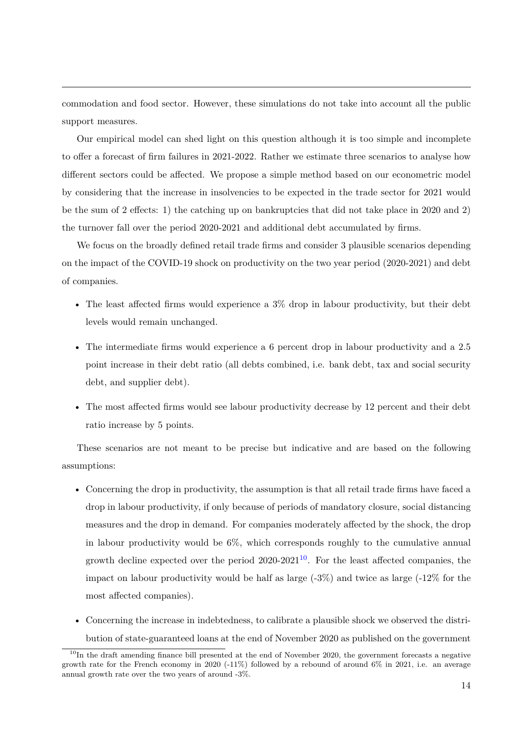commodation and food sector. However, these simulations do not take into account all the public support measures.

Our empirical model can shed light on this question although it is too simple and incomplete to offer a forecast of firm failures in 2021-2022. Rather we estimate three scenarios to analyse how different sectors could be affected. We propose a simple method based on our econometric model by considering that the increase in insolvencies to be expected in the trade sector for 2021 would be the sum of 2 effects: 1) the catching up on bankruptcies that did not take place in 2020 and 2) the turnover fall over the period 2020-2021 and additional debt accumulated by firms.

We focus on the broadly defined retail trade firms and consider 3 plausible scenarios depending on the impact of the COVID-19 shock on productivity on the two year period (2020-2021) and debt of companies.

- The least affected firms would experience a 3% drop in labour productivity, but their debt levels would remain unchanged.
- The intermediate firms would experience a 6 percent drop in labour productivity and a 2.5 point increase in their debt ratio (all debts combined, i.e. bank debt, tax and social security debt, and supplier debt).
- The most affected firms would see labour productivity decrease by 12 percent and their debt ratio increase by 5 points.

These scenarios are not meant to be precise but indicative and are based on the following assumptions:

- Concerning the drop in productivity, the assumption is that all retail trade firms have faced a drop in labour productivity, if only because of periods of mandatory closure, social distancing measures and the drop in demand. For companies moderately affected by the shock, the drop in labour productivity would be 6%, which corresponds roughly to the cumulative annual growth decline expected over the period 2020-2021[10]. For the least affected companies, the impact on labour productivity would be half as large (-3%) and twice as large (-12% for the most affected companies).
- Concerning the increase in indebtedness, to calibrate a plausible shock we observed the distribution of state-guaranteed loans at the end of November 2020 as published on the government

[10] In the draft amending finance bill presented at the end of November 2020, the government forecasts a negative growth rate for the French economy in 2020 (-11%) followed by a rebound of around 6% in 2021, i.e. an average annual growth rate over the two years of around -3%.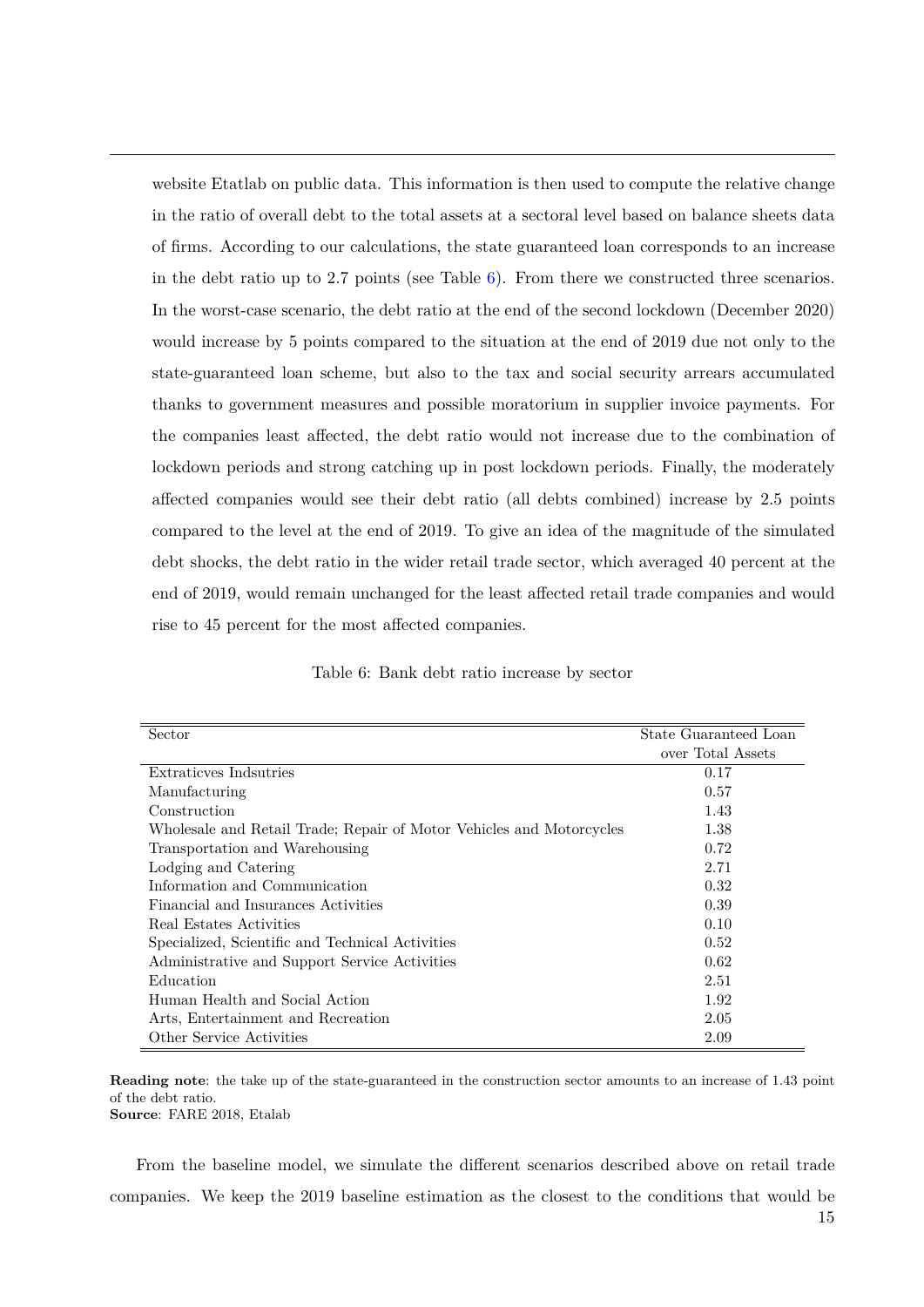website Etatlab on public data. This information is then used to compute the relative change in the ratio of overall debt to the total assets at a sectoral level based on balance sheets data of firms. According to our calculations, the state guaranteed loan corresponds to an increase in the debt ratio up to 2.7 points (see Table 6). From there we constructed three scenarios. In the worst-case scenario, the debt ratio at the end of the second lockdown (December 2020) would increase by 5 points compared to the situation at the end of 2019 due not only to the state-guaranteed loan scheme, but also to the tax and social security arrears accumulated thanks to government measures and possible moratorium in supplier invoice payments. For the companies least affected, the debt ratio would not increase due to the combination of lockdown periods and strong catching up in post lockdown periods. Finally, the moderately affected companies would see their debt ratio (all debts combined) increase by 2.5 points compared to the level at the end of 2019. To give an idea of the magnitude of the simulated debt shocks, the debt ratio in the wider retail trade sector, which averaged 40 percent at the end of 2019, would remain unchanged for the least affected retail trade companies and would rise to 45 percent for the most affected companies.

Table 6: Bank debt ratio increase by sector

| Sector | State Guaranteed Loan over Total Assets |
|---|---|
| Extraticves Indsutries | 0.17 |
| Manufacturing | 0.57 |
| Construction | 1.43 |
| Wholesale and Retail Trade; Repair of Motor Vehicles and Motorcycles | 1.38 |
| Transportation and Warehousing | 0.72 |
| Lodging and Catering | 2.71 |
| Information and Communication | 0.32 |
| Financial and Insurances Activities | 0.39 |
| Real Estates Activities | 0.10 |
| Specialized, Scientific and Technical Activities | 0.52 |
| Administrative and Support Service Activities | 0.62 |
| Education | 2.51 |
| Human Health and Social Action | 1.92 |
| Arts, Entertainment and Recreation | 2.05 |
| Other Service Activities | 2.09 |

**Reading note**: the take up of the state-guaranteed in the construction sector amounts to an increase of 1.43 point of the debt ratio.
**Source**: FARE 2018, Etalab

From the baseline model, we simulate the different scenarios described above on retail trade companies. We keep the 2019 baseline estimation as the closest to the conditions that would be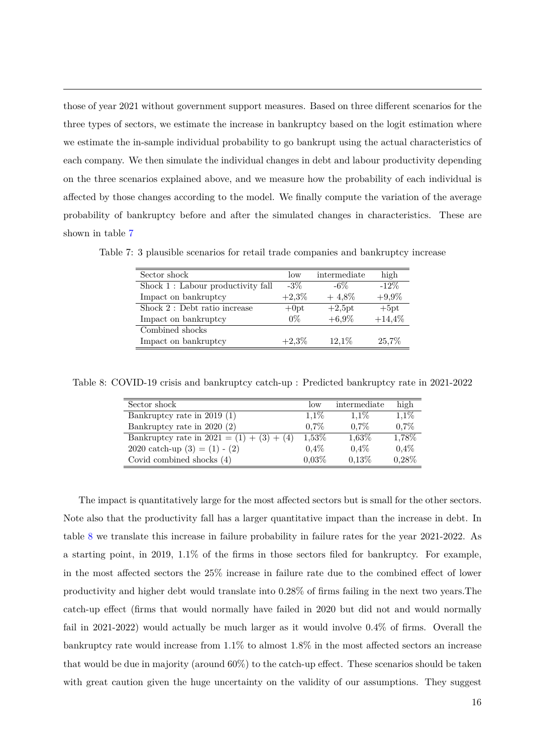those of year 2021 without government support measures. Based on three different scenarios for the three types of sectors, we estimate the increase in bankruptcy based on the logit estimation where we estimate the in-sample individual probability to go bankrupt using the actual characteristics of each company. We then simulate the individual changes in debt and labour productivity depending on the three scenarios explained above, and we measure how the probability of each individual is affected by those changes according to the model. We finally compute the variation of the average probability of bankruptcy before and after the simulated changes in characteristics. These are shown in table 7

Table 7: 3 plausible scenarios for retail trade companies and bankruptcy increase

| Sector shock | low | intermediate | high |
|---|---|---|---|
| Shock 1 : Labour productivity fall | -3% | -6% | -12% |
| Impact on bankruptcy | +2,3% | + 4,8% | +9,9% |
| Shock 2 : Debt ratio increase | +0pt | +2,5pt | +5pt |
| Impact on bankruptcy | 0% | +6,9% | +14,4% |
| Combined shocks | | | |
| Impact on bankruptcy | +2,3% | 12,1% | 25,7% |

Table 8: COVID-19 crisis and bankruptcy catch-up : Predicted bankruptcy rate in 2021-2022

| Sector shock | low | intermediate | high |
|---|---|---|---|
| Bankruptcy rate in 2019 (1) | 1,1% | 1,1% | 1,1% |
| Bankruptcy rate in 2020 (2) | 0,7% | 0,7% | 0,7% |
| Bankruptcy rate in 2021 = (1) + (3) + (4) | 1,53% | 1,63% | 1,78% |
| 2020 catch-up (3) = (1) - (2) | 0,4% | 0,4% | 0,4% |
| Covid combined shocks (4) | 0,03% | 0,13% | 0,28% |

The impact is quantitatively large for the most affected sectors but is small for the other sectors. Note also that the productivity fall has a larger quantitative impact than the increase in debt. In table 8 we translate this increase in failure probability in failure rates for the year 2021-2022. As a starting point, in 2019, 1.1% of the firms in those sectors filed for bankruptcy. For example, in the most affected sectors the 25% increase in failure rate due to the combined effect of lower productivity and higher debt would translate into 0.28% of firms failing in the next two years.The catch-up effect (firms that would normally have failed in 2020 but did not and would normally fail in 2021-2022) would actually be much larger as it would involve 0.4% of firms. Overall the bankruptcy rate would increase from 1.1% to almost 1.8% in the most affected sectors an increase that would be due in majority (around 60%) to the catch-up effect. These scenarios should be taken with great caution given the huge uncertainty on the validity of our assumptions. They suggest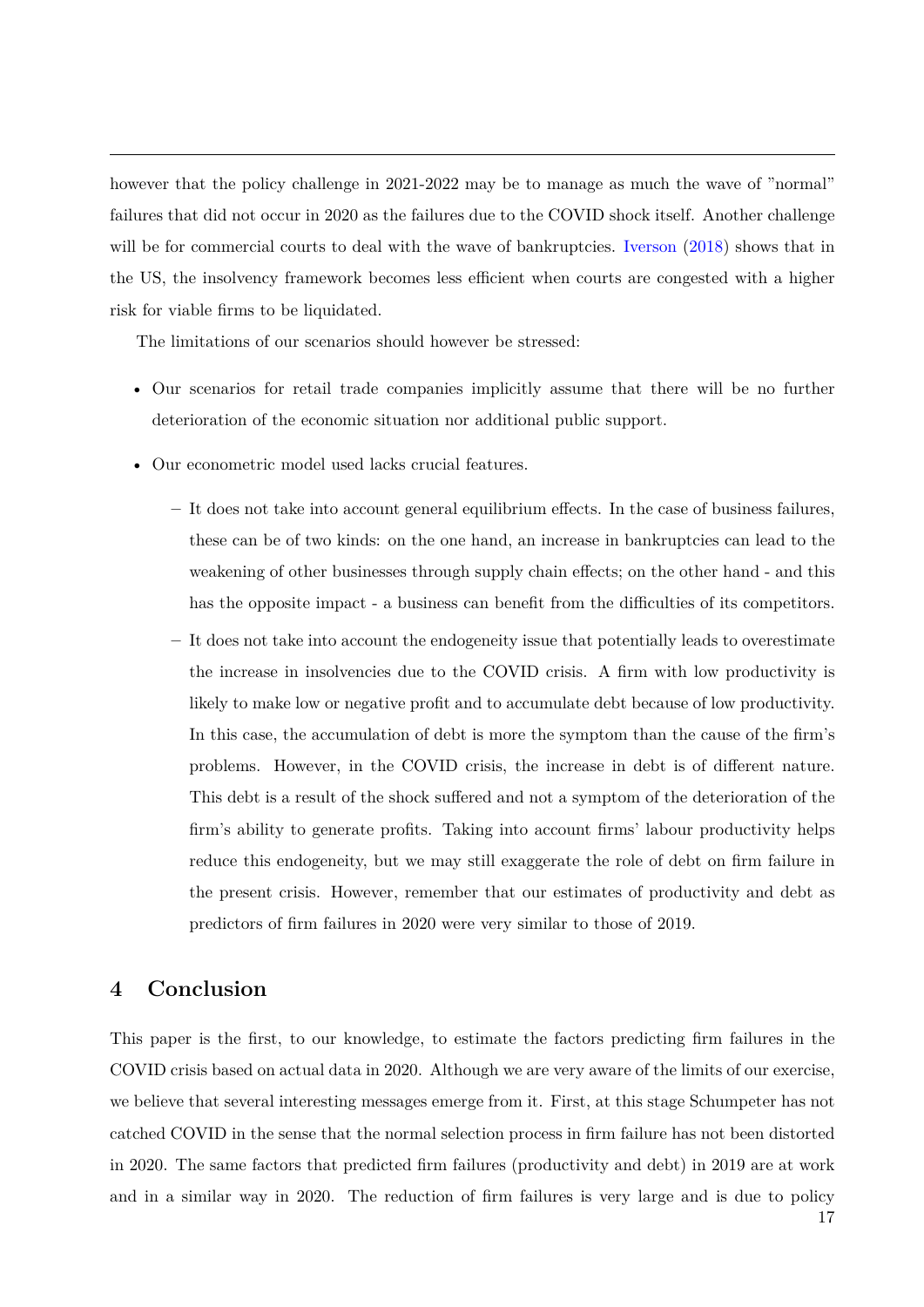however that the policy challenge in 2021-2022 may be to manage as much the wave of "normal" failures that did not occur in 2020 as the failures due to the COVID shock itself. Another challenge will be for commercial courts to deal with the wave of bankruptcies. Iverson (2018) shows that in the US, the insolvency framework becomes less efficient when courts are congested with a higher risk for viable firms to be liquidated.

The limitations of our scenarios should however be stressed:

- Our scenarios for retail trade companies implicitly assume that there will be no further deterioration of the economic situation nor additional public support.
- Our econometric model used lacks crucial features.
  - It does not take into account general equilibrium effects. In the case of business failures, these can be of two kinds: on the one hand, an increase in bankruptcies can lead to the weakening of other businesses through supply chain effects; on the other hand - and this has the opposite impact - a business can benefit from the difficulties of its competitors.
  - It does not take into account the endogeneity issue that potentially leads to overestimate the increase in insolvencies due to the COVID crisis. A firm with low productivity is likely to make low or negative profit and to accumulate debt because of low productivity. In this case, the accumulation of debt is more the symptom than the cause of the firm's problems. However, in the COVID crisis, the increase in debt is of different nature. This debt is a result of the shock suffered and not a symptom of the deterioration of the firm's ability to generate profits. Taking into account firms' labour productivity helps reduce this endogeneity, but we may still exaggerate the role of debt on firm failure in the present crisis. However, remember that our estimates of productivity and debt as predictors of firm failures in 2020 were very similar to those of 2019.

# 4 Conclusion

This paper is the first, to our knowledge, to estimate the factors predicting firm failures in the COVID crisis based on actual data in 2020. Although we are very aware of the limits of our exercise, we believe that several interesting messages emerge from it. First, at this stage Schumpeter has not catched COVID in the sense that the normal selection process in firm failure has not been distorted in 2020. The same factors that predicted firm failures (productivity and debt) in 2019 are at work and in a similar way in 2020. The reduction of firm failures is very large and is due to policy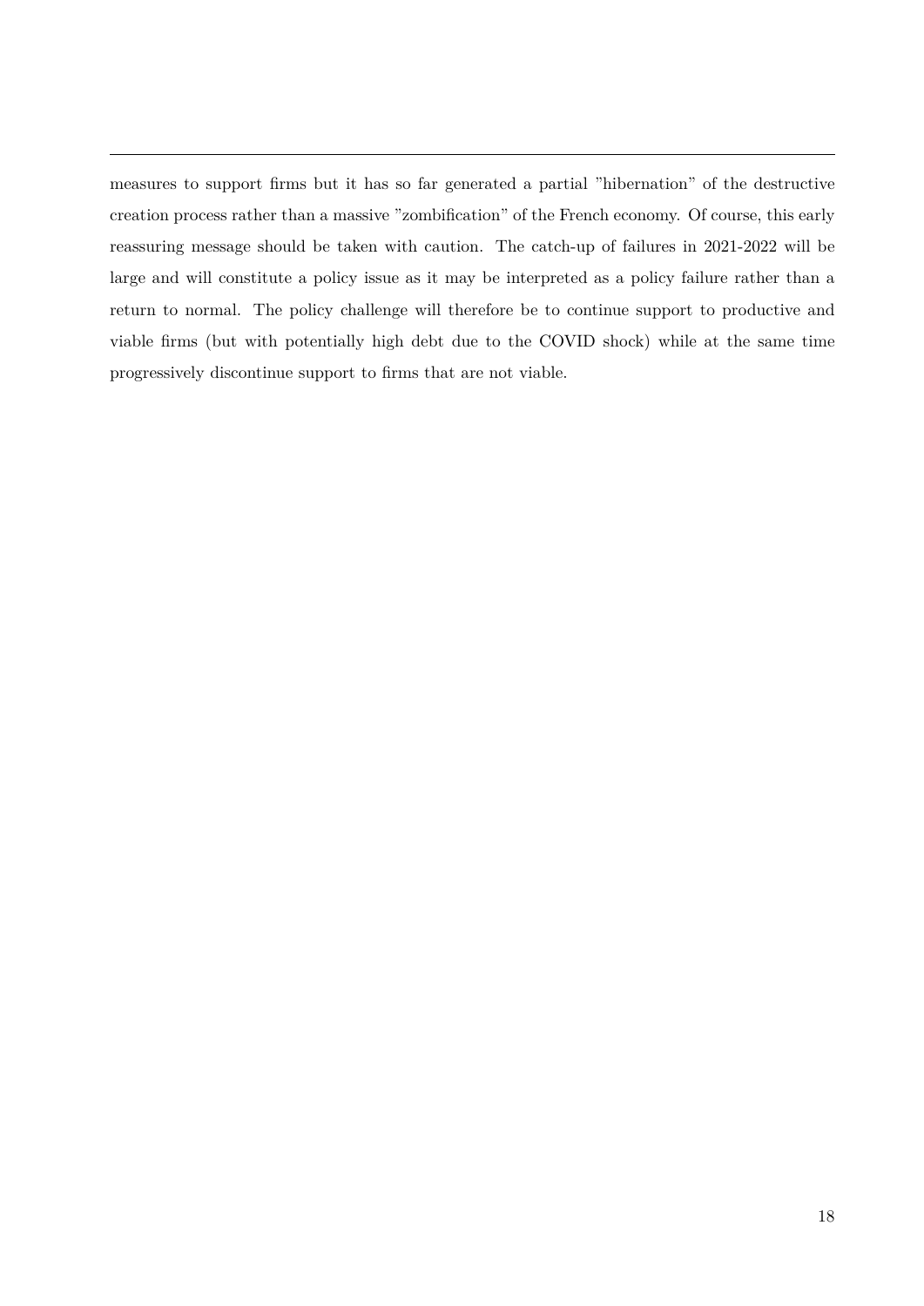measures to support firms but it has so far generated a partial "hibernation" of the destructive creation process rather than a massive "zombification" of the French economy. Of course, this early reassuring message should be taken with caution. The catch-up of failures in 2021-2022 will be large and will constitute a policy issue as it may be interpreted as a policy failure rather than a return to normal. The policy challenge will therefore be to continue support to productive and viable firms (but with potentially high debt due to the COVID shock) while at the same time progressively discontinue support to firms that are not viable.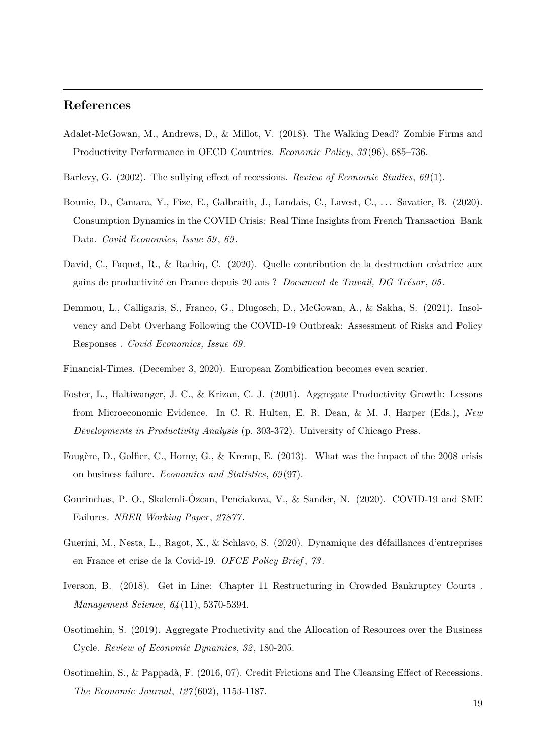## References

Adalet-McGowan, M., Andrews, D., & Millot, V. (2018). The Walking Dead? Zombie Firms and Productivity Performance in OECD Countries. *Economic Policy*, *33*(96), 685–736.

Barlevy, G. (2002). The sullying effect of recessions. *Review of Economic Studies*, *69*(1).

Bounie, D., Camara, Y., Fize, E., Galbraith, J., Landais, C., Lavest, C., . . . Savatier, B. (2020). Consumption Dynamics in the COVID Crisis: Real Time Insights from French Transaction Bank Data. *Covid Economics, Issue 59*, *69*.

David, C., Faquet, R., & Rachiq, C. (2020). Quelle contribution de la destruction créatrice aux gains de productivité en France depuis 20 ans ? *Document de Travail, DG Trésor*, *05*.

Demmou, L., Calligaris, S., Franco, G., Dlugosch, D., McGowan, A., & Sakha, S. (2021). Insolvency and Debt Overhang Following the COVID-19 Outbreak: Assessment of Risks and Policy Responses . *Covid Economics, Issue 69*.

Financial-Times. (December 3, 2020). European Zombification becomes even scarier.

Foster, L., Haltiwanger, J. C., & Krizan, C. J. (2001). Aggregate Productivity Growth: Lessons from Microeconomic Evidence. In C. R. Hulten, E. R. Dean, & M. J. Harper (Eds.), *New Developments in Productivity Analysis* (p. 303-372). University of Chicago Press.

Fougère, D., Golfier, C., Horny, G., & Kremp, E. (2013). What was the impact of the 2008 crisis on business failure. *Economics and Statistics*, *69*(97).

Gourinchas, P. O., Skalemli-Özcan, Penciakova, V., & Sander, N. (2020). COVID-19 and SME Failures. *NBER Working Paper*, *27877*.

Guerini, M., Nesta, L., Ragot, X., & Schlavo, S. (2020). Dynamique des défaillances d'entreprises en France et crise de la Covid-19. *OFCE Policy Brief*, *73*.

Iverson, B. (2018). Get in Line: Chapter 11 Restructuring in Crowded Bankruptcy Courts . *Management Science*, *64*(11), 5370-5394.

Osotimehin, S. (2019). Aggregate Productivity and the Allocation of Resources over the Business Cycle. *Review of Economic Dynamics*, *32*, 180-205.

Osotimehin, S., & Pappadà, F. (2016, 07). Credit Frictions and The Cleansing Effect of Recessions. *The Economic Journal*, *127*(602), 1153-1187.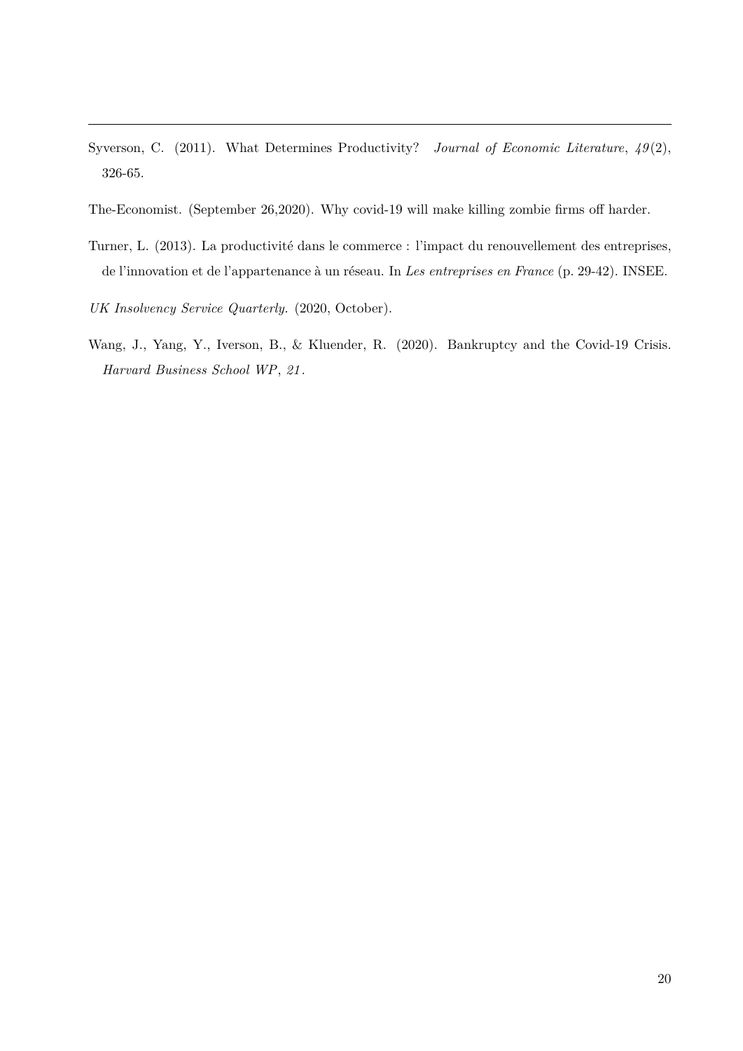Syverson, C. (2011). What Determines Productivity? *Journal of Economic Literature*, *49*(2), 326-65.

The-Economist. (September 26,2020). Why covid-19 will make killing zombie firms off harder.

Turner, L. (2013). La productivité dans le commerce : l'impact du renouvellement des entreprises, de l'innovation et de l'appartenance à un réseau. In *Les entreprises en France* (p. 29-42). INSEE.

*UK Insolvency Service Quarterly.* (2020, October).

Wang, J., Yang, Y., Iverson, B., & Kluender, R. (2020). Bankruptcy and the Covid-19 Crisis. *Harvard Business School WP*, *21*.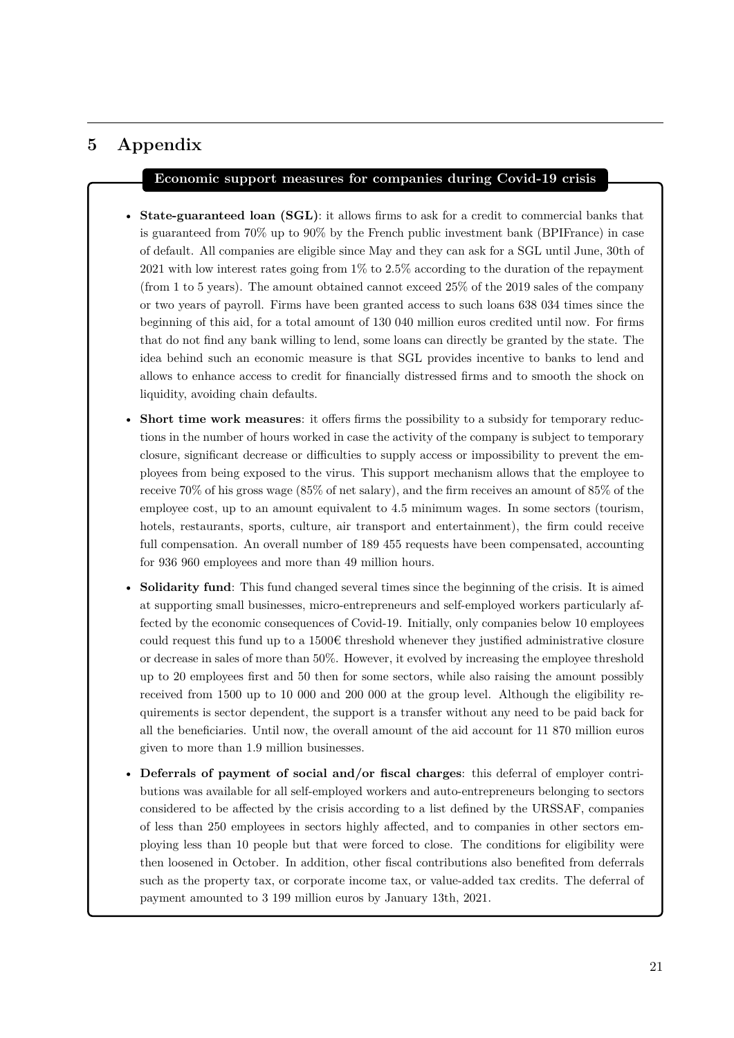# 5 Appendix

**Economic support measures for companies during Covid-19 crisis**

- **State-guaranteed loan (SGL)**: it allows firms to ask for a credit to commercial banks that is guaranteed from 70% up to 90% by the French public investment bank (BPIFrance) in case of default. All companies are eligible since May and they can ask for a SGL until June, 30th of 2021 with low interest rates going from 1% to 2.5% according to the duration of the repayment (from 1 to 5 years). The amount obtained cannot exceed 25% of the 2019 sales of the company or two years of payroll. Firms have been granted access to such loans 638 034 times since the beginning of this aid, for a total amount of 130 040 million euros credited until now. For firms that do not find any bank willing to lend, some loans can directly be granted by the state. The idea behind such an economic measure is that SGL provides incentive to banks to lend and allows to enhance access to credit for financially distressed firms and to smooth the shock on liquidity, avoiding chain defaults.
- **Short time work measures**: it offers firms the possibility to a subsidy for temporary reductions in the number of hours worked in case the activity of the company is subject to temporary closure, significant decrease or difficulties to supply access or impossibility to prevent the employees from being exposed to the virus. This support mechanism allows that the employee to receive 70% of his gross wage (85% of net salary), and the firm receives an amount of 85% of the employee cost, up to an amount equivalent to 4.5 minimum wages. In some sectors (tourism, hotels, restaurants, sports, culture, air transport and entertainment), the firm could receive full compensation. An overall number of 189 455 requests have been compensated, accounting for 936 960 employees and more than 49 million hours.
- **Solidarity fund**: This fund changed several times since the beginning of the crisis. It is aimed at supporting small businesses, micro-entrepreneurs and self-employed workers particularly affected by the economic consequences of Covid-19. Initially, only companies below 10 employees could request this fund up to a 1500€ threshold whenever they justified administrative closure or decrease in sales of more than 50%. However, it evolved by increasing the employee threshold up to 20 employees first and 50 then for some sectors, while also raising the amount possibly received from 1500 up to 10 000 and 200 000 at the group level. Although the eligibility requirements is sector dependent, the support is a transfer without any need to be paid back for all the beneficiaries. Until now, the overall amount of the aid account for 11 870 million euros given to more than 1.9 million businesses.
- **Deferrals of payment of social and/or fiscal charges**: this deferral of employer contributions was available for all self-employed workers and auto-entrepreneurs belonging to sectors considered to be affected by the crisis according to a list defined by the URSSAF, companies of less than 250 employees in sectors highly affected, and to companies in other sectors employing less than 10 people but that were forced to close. The conditions for eligibility were then loosened in October. In addition, other fiscal contributions also benefited from deferrals such as the property tax, or corporate income tax, or value-added tax credits. The deferral of payment amounted to 3 199 million euros by January 13th, 2021.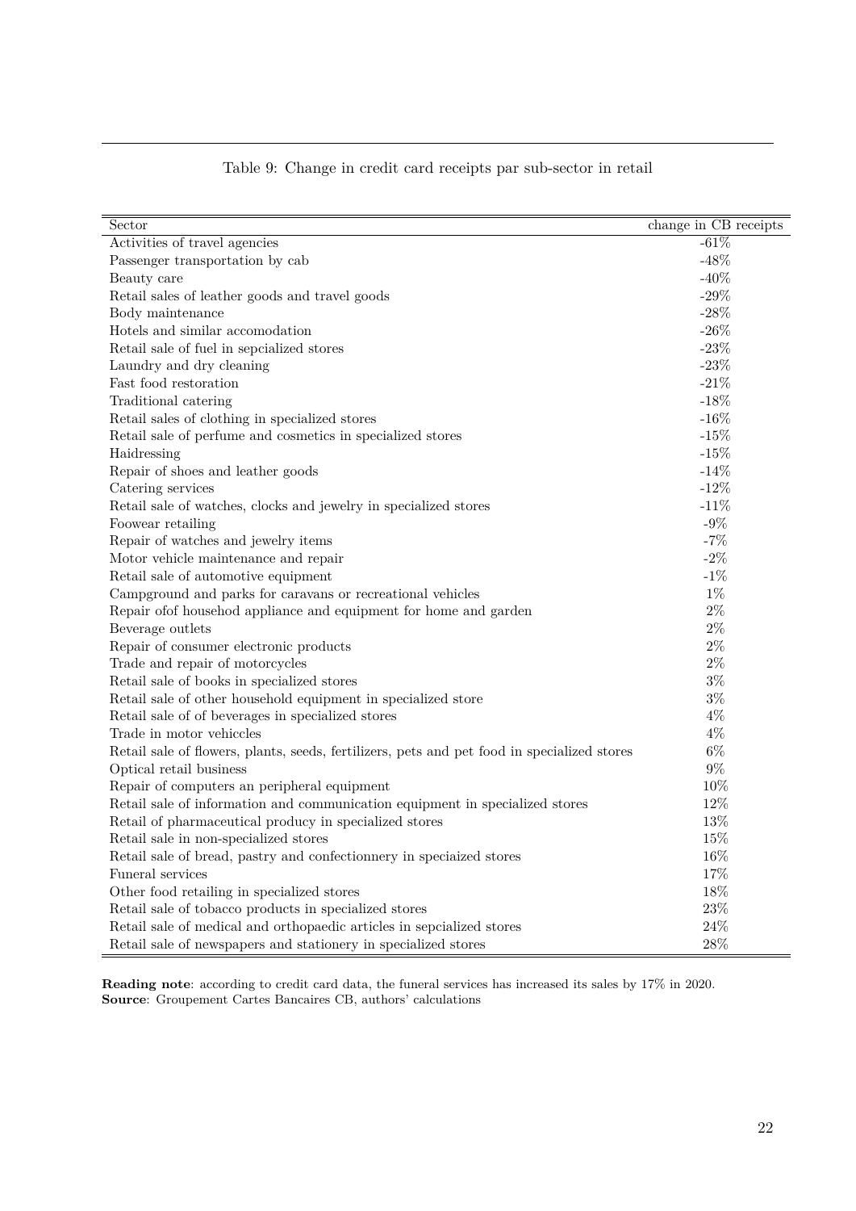Table 9: Change in credit card receipts par sub-sector in retail

| Sector | change in CB receipts |
|---|---|
| Activities of travel agencies | -61% |
| Passenger transportation by cab | -48% |
| Beauty care | -40% |
| Retail sales of leather goods and travel goods | -29% |
| Body maintenance | -28% |
| Hotels and similar accomodation | -26% |
| Retail sale of fuel in sepcialized stores | -23% |
| Laundry and dry cleaning | -23% |
| Fast food restoration | -21% |
| Traditional catering | -18% |
| Retail sales of clothing in specialized stores | -16% |
| Retail sale of perfume and cosmetics in specialized stores | -15% |
| Haidressing | -15% |
| Repair of shoes and leather goods | -14% |
| Catering services | -12% |
| Retail sale of watches, clocks and jewelry in specialized stores | -11% |
| Foowear retailing | -9% |
| Repair of watches and jewelry items | -7% |
| Motor vehicle maintenance and repair | -2% |
| Retail sale of automotive equipment | -1% |
| Campground and parks for caravans or recreational vehicles | 1% |
| Repair ofof househod appliance and equipment for home and garden | 2% |
| Beverage outlets | 2% |
| Repair of consumer electronic products | 2% |
| Trade and repair of motorcycles | 2% |
| Retail sale of books in specialized stores | 3% |
| Retail sale of other household equipment in specialized store | 3% |
| Retail sale of of beverages in specialized stores | 4% |
| Trade in motor vehiccles | 4% |
| Retail sale of flowers, plants, seeds, fertilizers, pets and pet food in specialized stores | 6% |
| Optical retail business | 9% |
| Repair of computers an peripheral equipment | 10% |
| Retail sale of information and communication equipment in specialized stores | 12% |
| Retail of pharmaceutical producy in specialized stores | 13% |
| Retail sale in non-specialized stores | 15% |
| Retail sale of bread, pastry and confectionnery in speciaized stores | 16% |
| Funeral services | 17% |
| Other food retailing in specialized stores | 18% |
| Retail sale of tobacco products in specialized stores | 23% |
| Retail sale of medical and orthopaedic articles in sepcialized stores | 24% |
| Retail sale of newspapers and stationery in specialized stores | 28% |

**Reading note**: according to credit card data, the funeral services has increased its sales by 17% in 2020.
**Source**: Groupement Cartes Bancaires CB, authors' calculations